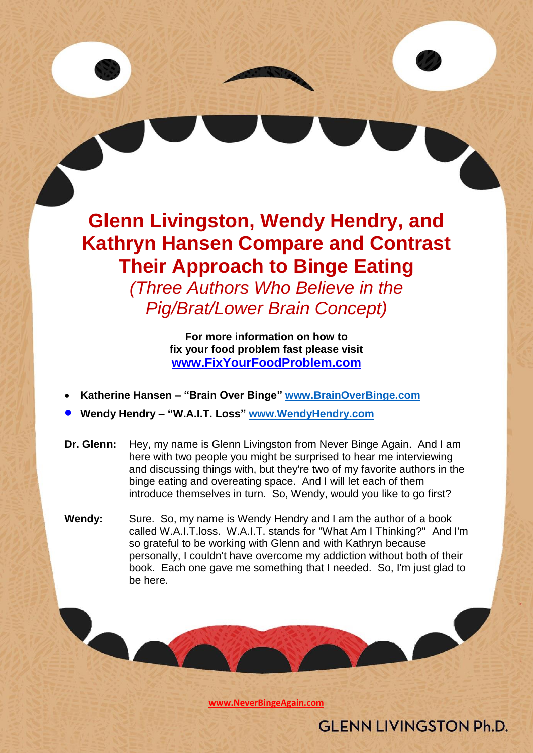# Glenn Livingston, Wendy Hendry, and Kathryn Hansen Compare and Contrast Their Approach to Binge Eating

## *(Three Authors Who Believe in the Pig/Brat/Lower Brain Concept)*

**For more information on how to fix your food problem fast please visit [www.FixYourFoodProblem.com](http://www.FixYourFoodProblem.com)**

- **Katherine Hansen – "Brain Over Binge"** [www.BrainOverBinge.com](http://www.BrainOverBinge.com)
- **Wendy Hendry – "W.A.I.T. Loss"** [www.WendyHendry.com](http://www.WendyHendry.com)

**Dr. Glenn:** Hey, my name is Glenn Livingston from Never Binge Again. And I am here with two people you might be surprised to hear me interviewing and discussing things with, but they're two of my favorite authors in the binge eating and overeating space. And I will let each of them introduce themselves in turn. So, Wendy, would you like to go first?

**Wendy:** Sure. So, my name is Wendy Hendry and I am the author of a book called W.A.I.T.loss. W.A.I.T. stands for "What Am I Thinking?" And I'm so grateful to be working with Glenn and with Kathryn because personally, I couldn't have overcome my addiction without both of their book. Each one gave me something that I needed. So, I'm just glad to be here.

[www.NeverBingeAgain.com](http://www.NeverBingeAgain.com)

GLENN LIVINGSTON Ph.D.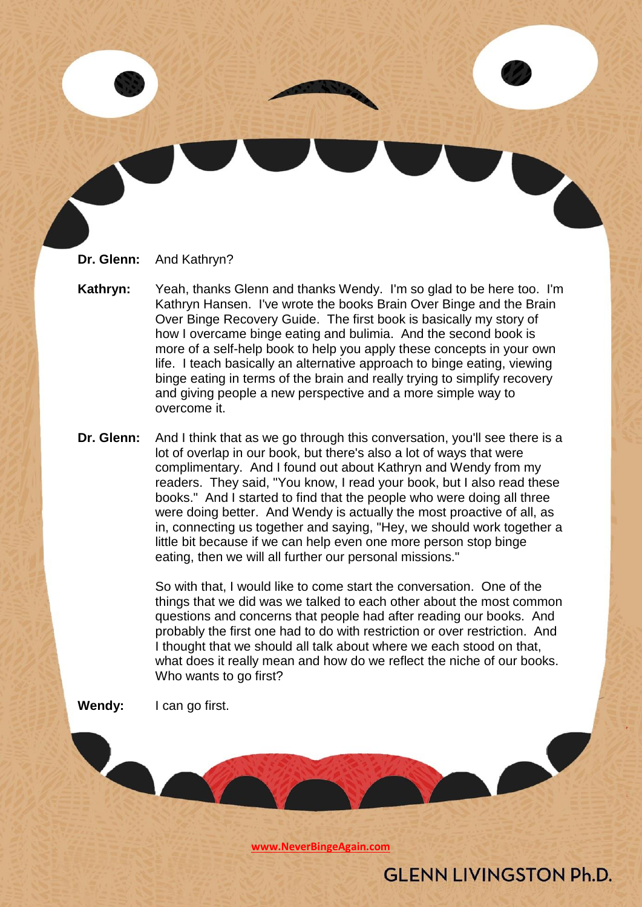**Dr. Glenn:** And Kathryn?

**Kathryn:** Yeah, thanks Glenn and thanks Wendy. I'm so glad to be here too. I'm Kathryn Hansen. I've wrote the books Brain Over Binge and the Brain Over Binge Recovery Guide. The first book is basically my story of how I overcame binge eating and bulimia. And the second book is more of a self-help book to help you apply these concepts in your own life. I teach basically an alternative approach to binge eating, viewing binge eating in terms of the brain and really trying to simplify recovery and giving people a new perspective and a more simple way to overcome it.

**Dr. Glenn:** And I think that as we go through this conversation, you'll see there is a lot of overlap in our book, but there's also a lot of ways that were complimentary. And I found out about Kathryn and Wendy from my readers. They said, "You know, I read your book, but I also read these books." And I started to find that the people who were doing all three were doing better. And Wendy is actually the most proactive of all, as in, connecting us together and saying, "Hey, we should work together a little bit because if we can help even one more person stop binge eating, then we will all further our personal missions."

So with that, I would like to come start the conversation. One of the things that we did was we talked to each other about the most common questions and concerns that people had after reading our books. And probably the first one had to do with restriction or over restriction. And I thought that we should all talk about where we each stood on that, what does it really mean and how do we reflect the niche of our books. Who wants to go first?

**Wendy:** I can go first.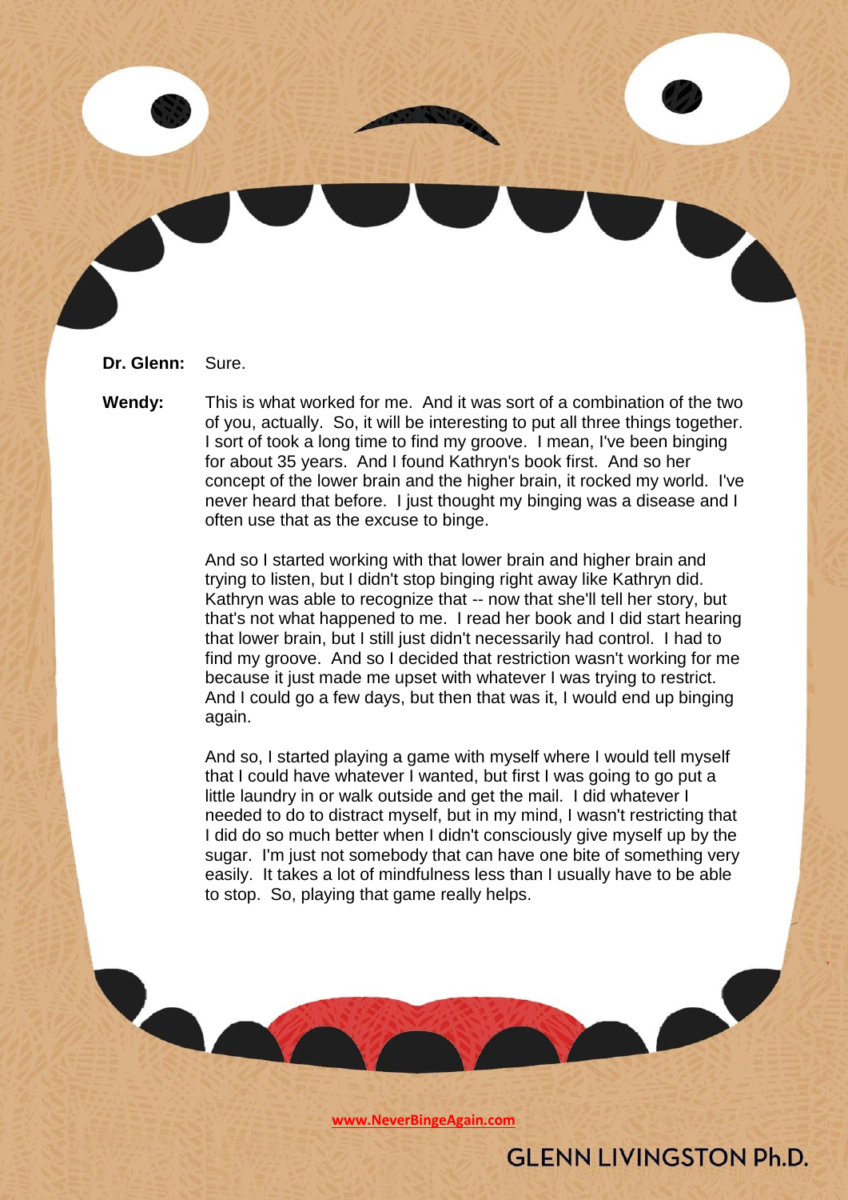**Dr. Glenn:** Sure.

**Wendy:** This is what worked for me. And it was sort of a combination of the two of you, actually. So, it will be interesting to put all three things together. I sort of took a long time to find my groove. I mean, I've been binging for about 35 years. And I found Kathryn's book first. And so her concept of the lower brain and the higher brain, it rocked my world. I've never heard that before. I just thought my binging was a disease and I often use that as the excuse to binge.

And so I started working with that lower brain and higher brain and trying to listen, but I didn't stop binging right away like Kathryn did. Kathryn was able to recognize that -- now that she'll tell her story, but that's not what happened to me. I read her book and I did start hearing that lower brain, but I still just didn't necessarily had control. I had to find my groove. And so I decided that restriction wasn't working for me because it just made me upset with whatever I was trying to restrict. And I could go a few days, but then that was it, I would end up binging again.

And so, I started playing a game with myself where I would tell myself that I could have whatever I wanted, but first I was going to go put a little laundry in or walk outside and get the mail. I did whatever I needed to do to distract myself, but in my mind, I wasn't restricting that I did do so much better when I didn't consciously give myself up by the sugar. I'm just not somebody that can have one bite of something very easily. It takes a lot of mindfulness less than I usually have to be able to stop. So, playing that game really helps.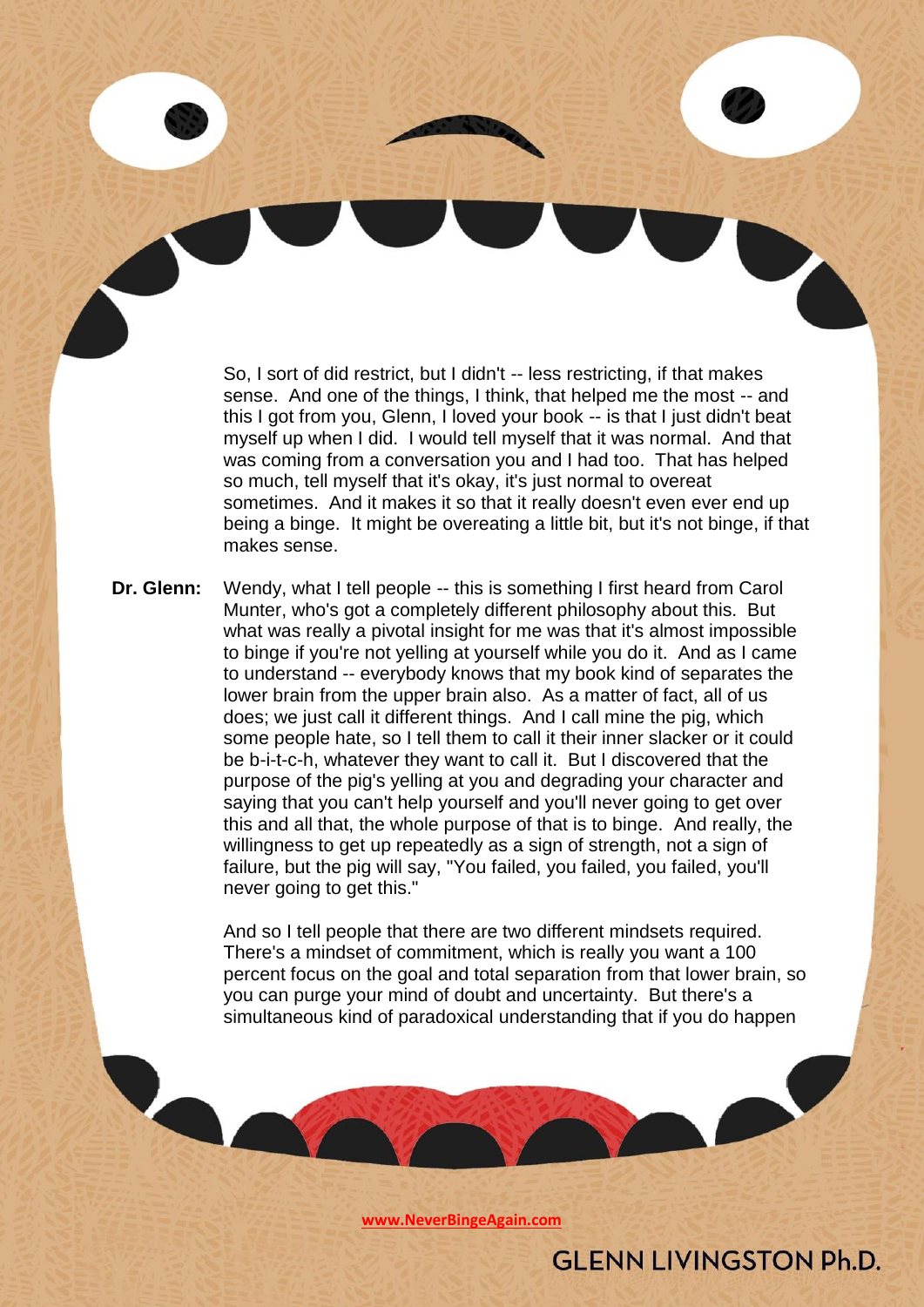So, I sort of did restrict, but I didn't -- less restricting, if that makes sense. And one of the things, I think, that helped me the most -- and this I got from you, Glenn, I loved your book -- is that I just didn't beat myself up when I did. I would tell myself that it was normal. And that was coming from a conversation you and I had too. That has helped so much, tell myself that it's okay, it's just normal to overeat sometimes. And it makes it so that it really doesn't even ever end up being a binge. It might be overeating a little bit, but it's not binge, if that makes sense.

**Dr. Glenn:** Wendy, what I tell people -- this is something I first heard from Carol Munter, who's got a completely different philosophy about this. But what was really a pivotal insight for me was that it's almost impossible to binge if you're not yelling at yourself while you do it. And as I came to understand -- everybody knows that my book kind of separates the lower brain from the upper brain also. As a matter of fact, all of us does; we just call it different things. And I call mine the pig, which some people hate, so I tell them to call it their inner slacker or it could be b-i-t-c-h, whatever they want to call it. But I discovered that the purpose of the pig's yelling at you and degrading your character and saying that you can't help yourself and you'll never going to get over this and all that, the whole purpose of that is to binge. And really, the willingness to get up repeatedly as a sign of strength, not a sign of failure, but the pig will say, "You failed, you failed, you failed, you'll never going to get this."

And so I tell people that there are two different mindsets required. There's a mindset of commitment, which is really you want a 100 percent focus on the goal and total separation from that lower brain, so you can purge your mind of doubt and uncertainty. But there's a simultaneous kind of paradoxical understanding that if you do happen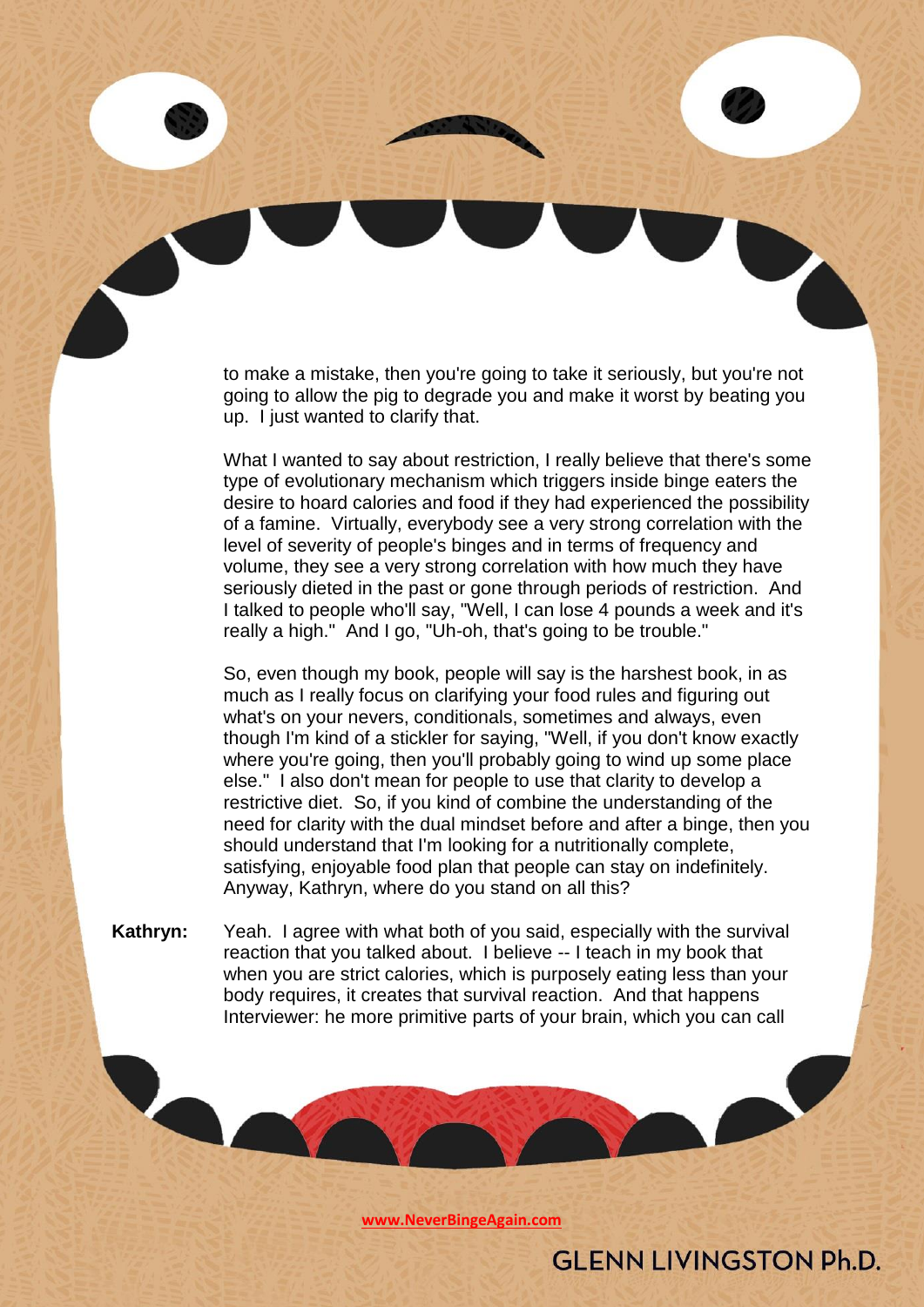to make a mistake, then you're going to take it seriously, but you're not going to allow the pig to degrade you and make it worst by beating you up. I just wanted to clarify that.

What I wanted to say about restriction, I really believe that there's some type of evolutionary mechanism which triggers inside binge eaters the desire to hoard calories and food if they had experienced the possibility of a famine. Virtually, everybody see a very strong correlation with the level of severity of people's binges and in terms of frequency and volume, they see a very strong correlation with how much they have seriously dieted in the past or gone through periods of restriction. And I talked to people who'll say, "Well, I can lose 4 pounds a week and it's really a high." And I go, "Uh-oh, that's going to be trouble."

So, even though my book, people will say is the harshest book, in as much as I really focus on clarifying your food rules and figuring out what's on your nevers, conditionals, sometimes and always, even though I'm kind of a stickler for saying, "Well, if you don't know exactly where you're going, then you'll probably going to wind up some place else." I also don't mean for people to use that clarity to develop a restrictive diet. So, if you kind of combine the understanding of the need for clarity with the dual mindset before and after a binge, then you should understand that I'm looking for a nutritionally complete, satisfying, enjoyable food plan that people can stay on indefinitely. Anyway, Kathryn, where do you stand on all this?

**Kathryn:** Yeah. I agree with what both of you said, especially with the survival reaction that you talked about. I believe -- I teach in my book that when you are strict calories, which is purposely eating less than your body requires, it creates that survival reaction. And that happens Interviewer: he more primitive parts of your brain, which you can call

www.NeverBingeAgain.com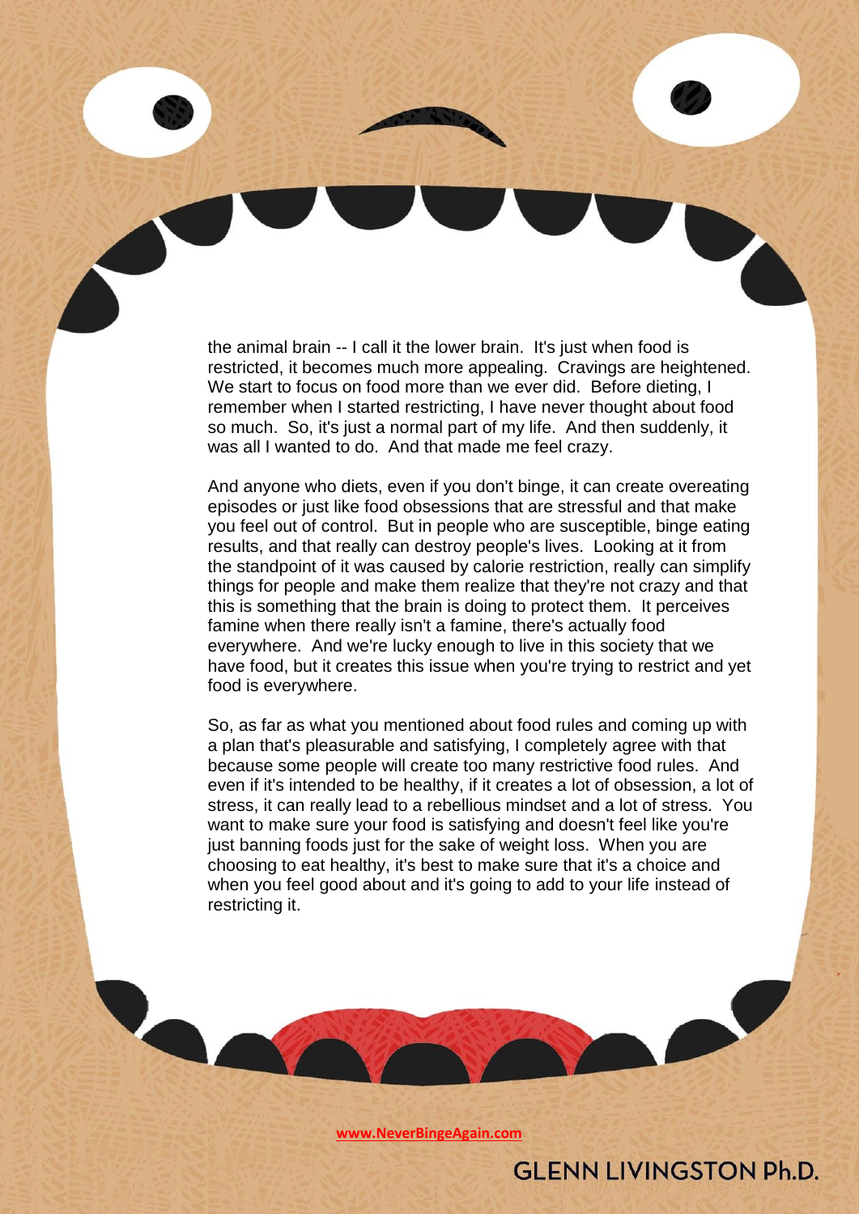the animal brain -- I call it the lower brain. It's just when food is restricted, it becomes much more appealing. Cravings are heightened. We start to focus on food more than we ever did. Before dieting, I remember when I started restricting, I have never thought about food so much. So, it's just a normal part of my life. And then suddenly, it was all I wanted to do. And that made me feel crazy.

And anyone who diets, even if you don't binge, it can create overeating episodes or just like food obsessions that are stressful and that make you feel out of control. But in people who are susceptible, binge eating results, and that really can destroy people's lives. Looking at it from the standpoint of it was caused by calorie restriction, really can simplify things for people and make them realize that they're not crazy and that this is something that the brain is doing to protect them. It perceives famine when there really isn't a famine, there's actually food everywhere. And we're lucky enough to live in this society that we have food, but it creates this issue when you're trying to restrict and yet food is everywhere.

So, as far as what you mentioned about food rules and coming up with a plan that's pleasurable and satisfying, I completely agree with that because some people will create too many restrictive food rules. And even if it's intended to be healthy, if it creates a lot of obsession, a lot of stress, it can really lead to a rebellious mindset and a lot of stress. You want to make sure your food is satisfying and doesn't feel like you're just banning foods just for the sake of weight loss. When you are choosing to eat healthy, it's best to make sure that it's a choice and when you feel good about and it's going to add to your life instead of restricting it.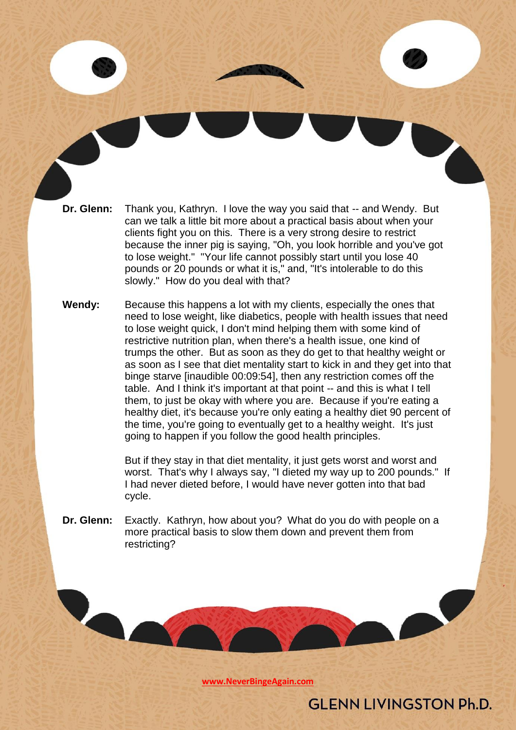**Dr. Glenn:** Thank you, Kathryn. I love the way you said that -- and Wendy. But can we talk a little bit more about a practical basis about when your clients fight you on this. There is a very strong desire to restrict because the inner pig is saying, "Oh, you look horrible and you've got to lose weight." "Your life cannot possibly start until you lose 40 pounds or 20 pounds or what it is," and, "It's intolerable to do this slowly." How do you deal with that?

**Wendy:** Because this happens a lot with my clients, especially the ones that need to lose weight, like diabetics, people with health issues that need to lose weight quick, I don't mind helping them with some kind of restrictive nutrition plan, when there's a health issue, one kind of trumps the other. But as soon as they do get to that healthy weight or as soon as I see that diet mentality start to kick in and they get into that binge starve [inaudible 00:09:54], then any restriction comes off the table. And I think it's important at that point -- and this is what I tell them, to just be okay with where you are. Because if you're eating a healthy diet, it's because you're only eating a healthy diet 90 percent of the time, you're going to eventually get to a healthy weight. It's just going to happen if you follow the good health principles.

But if they stay in that diet mentality, it just gets worst and worst and worst. That's why I always say, "I dieted my way up to 200 pounds." If I had never dieted before, I would have never gotten into that bad cycle.

**Dr. Glenn:** Exactly. Kathryn, how about you? What do you do with people on a more practical basis to slow them down and prevent them from restricting?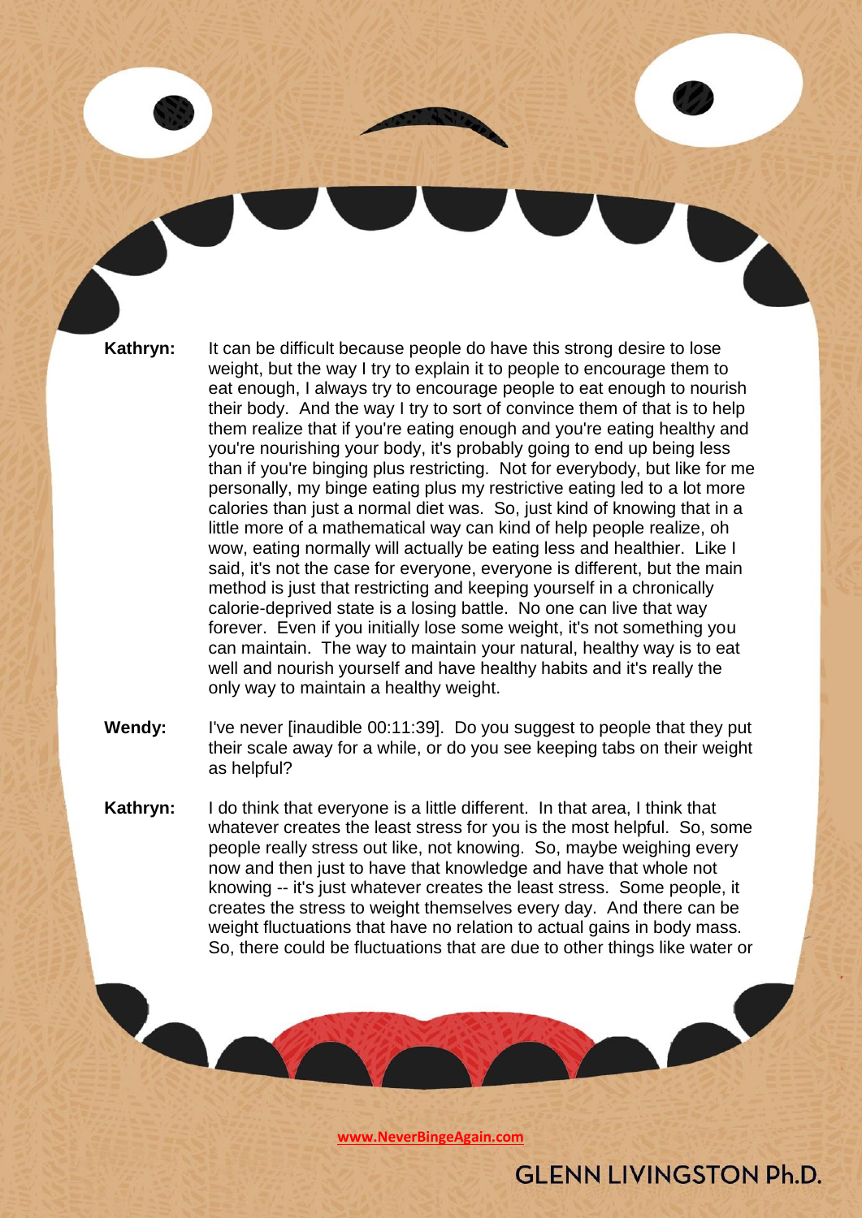**Kathryn:** It can be difficult because people do have this strong desire to lose weight, but the way I try to explain it to people to encourage them to eat enough, I always try to encourage people to eat enough to nourish their body. And the way I try to sort of convince them of that is to help them realize that if you're eating enough and you're eating healthy and you're nourishing your body, it's probably going to end up being less than if you're binging plus restricting. Not for everybody, but like for me personally, my binge eating plus my restrictive eating led to a lot more calories than just a normal diet was. So, just kind of knowing that in a little more of a mathematical way can kind of help people realize, oh wow, eating normally will actually be eating less and healthier. Like I said, it's not the case for everyone, everyone is different, but the main method is just that restricting and keeping yourself in a chronically calorie-deprived state is a losing battle. No one can live that way forever. Even if you initially lose some weight, it's not something you can maintain. The way to maintain your natural, healthy way is to eat well and nourish yourself and have healthy habits and it's really the only way to maintain a healthy weight.

**Wendy:** I've never [inaudible 00:11:39]. Do you suggest to people that they put their scale away for a while, or do you see keeping tabs on their weight as helpful?

**Kathryn:** I do think that everyone is a little different. In that area, I think that whatever creates the least stress for you is the most helpful. So, some people really stress out like, not knowing. So, maybe weighing every now and then just to have that knowledge and have that whole not knowing -- it's just whatever creates the least stress. Some people, it creates the stress to weight themselves every day. And there can be weight fluctuations that have no relation to actual gains in body mass. So, there could be fluctuations that are due to other things like water or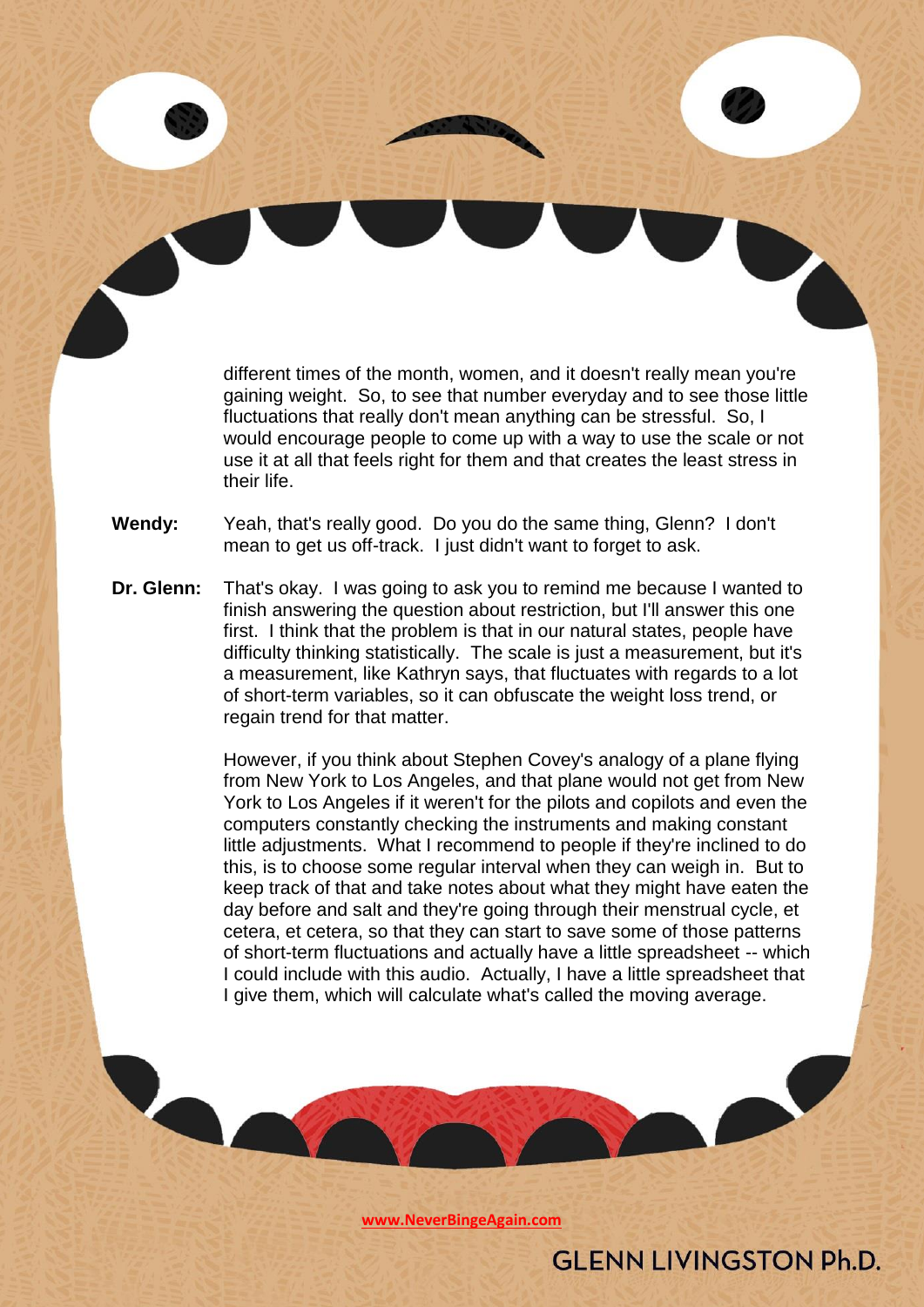different times of the month, women, and it doesn't really mean you're gaining weight. So, to see that number everyday and to see those little fluctuations that really don't mean anything can be stressful. So, I would encourage people to come up with a way to use the scale or not use it at all that feels right for them and that creates the least stress in their life.

**Wendy:** Yeah, that's really good. Do you do the same thing, Glenn? I don't mean to get us off-track. I just didn't want to forget to ask.

**Dr. Glenn:** That's okay. I was going to ask you to remind me because I wanted to finish answering the question about restriction, but I'll answer this one first. I think that the problem is that in our natural states, people have difficulty thinking statistically. The scale is just a measurement, but it's a measurement, like Kathryn says, that fluctuates with regards to a lot of short-term variables, so it can obfuscate the weight loss trend, or regain trend for that matter.

However, if you think about Stephen Covey's analogy of a plane flying from New York to Los Angeles, and that plane would not get from New York to Los Angeles if it weren't for the pilots and copilots and even the computers constantly checking the instruments and making constant little adjustments. What I recommend to people if they're inclined to do this, is to choose some regular interval when they can weigh in. But to keep track of that and take notes about what they might have eaten the day before and salt and they're going through their menstrual cycle, et cetera, et cetera, so that they can start to save some of those patterns of short-term fluctuations and actually have a little spreadsheet -- which I could include with this audio. Actually, I have a little spreadsheet that I give them, which will calculate what's called the moving average.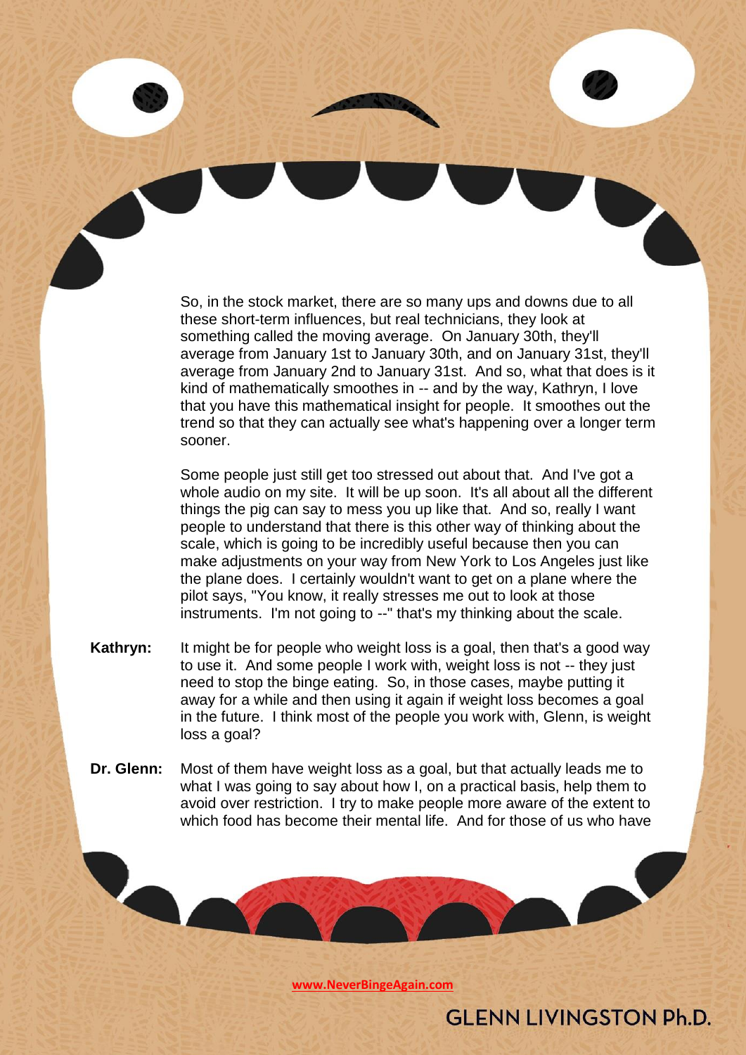So, in the stock market, there are so many ups and downs due to all these short-term influences, but real technicians, they look at something called the moving average. On January 30th, they'll average from January 1st to January 30th, and on January 31st, they'll average from January 2nd to January 31st. And so, what that does is it kind of mathematically smoothes in -- and by the way, Kathryn, I love that you have this mathematical insight for people. It smoothes out the trend so that they can actually see what's happening over a longer term sooner.

Some people just still get too stressed out about that. And I've got a whole audio on my site. It will be up soon. It's all about all the different things the pig can say to mess you up like that. And so, really I want people to understand that there is this other way of thinking about the scale, which is going to be incredibly useful because then you can make adjustments on your way from New York to Los Angeles just like the plane does. I certainly wouldn't want to get on a plane where the pilot says, "You know, it really stresses me out to look at those instruments. I'm not going to --" that's my thinking about the scale.

**Kathryn:** It might be for people who weight loss is a goal, then that's a good way to use it. And some people I work with, weight loss is not -- they just need to stop the binge eating. So, in those cases, maybe putting it away for a while and then using it again if weight loss becomes a goal in the future. I think most of the people you work with, Glenn, is weight loss a goal?

**Dr. Glenn:** Most of them have weight loss as a goal, but that actually leads me to what I was going to say about how I, on a practical basis, help them to avoid over restriction. I try to make people more aware of the extent to which food has become their mental life. And for those of us who have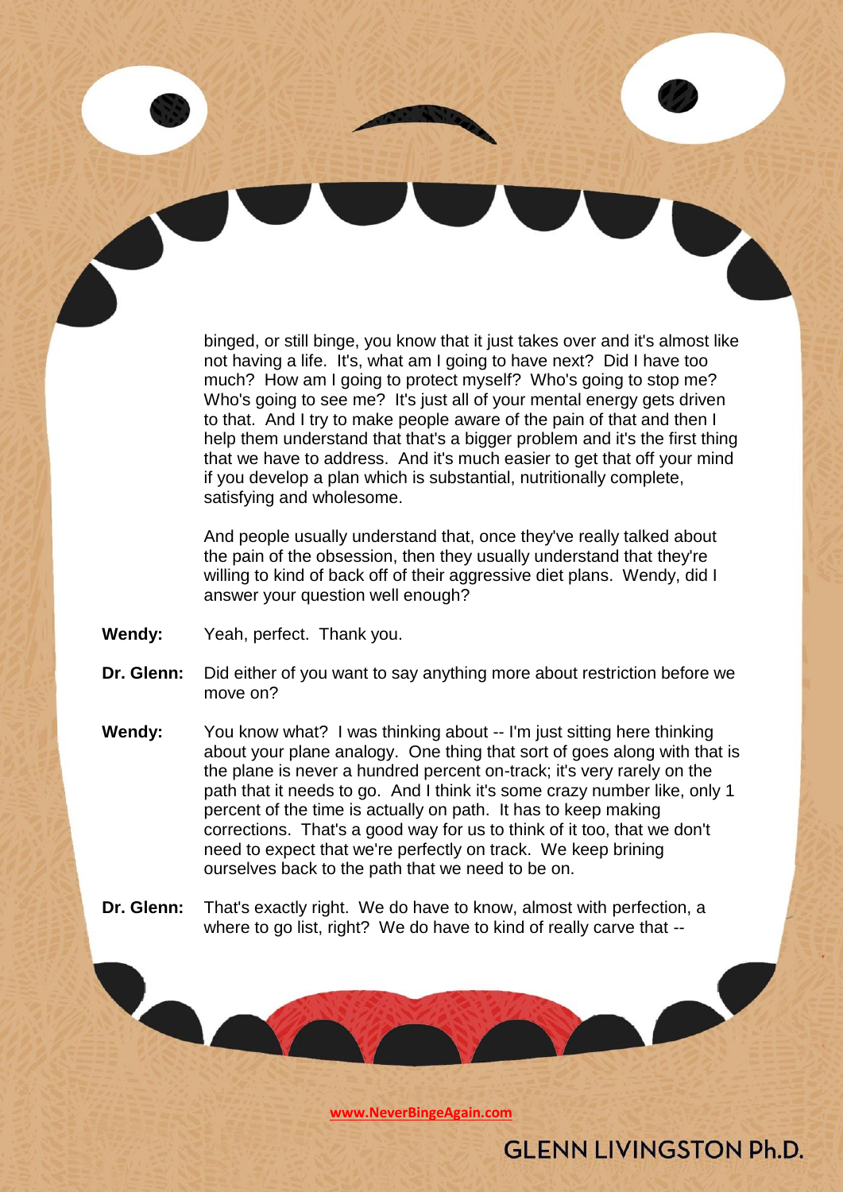binged, or still binge, you know that it just takes over and it's almost like not having a life. It's, what am I going to have next? Did I have too much? How am I going to protect myself? Who's going to stop me? Who's going to see me? It's just all of your mental energy gets driven to that. And I try to make people aware of the pain of that and then I help them understand that that's a bigger problem and it's the first thing that we have to address. And it's much easier to get that off your mind if you develop a plan which is substantial, nutritionally complete, satisfying and wholesome.

And people usually understand that, once they've really talked about the pain of the obsession, then they usually understand that they're willing to kind of back off of their aggressive diet plans. Wendy, did I answer your question well enough?

**Wendy:** Yeah, perfect. Thank you.

**Dr. Glenn:** Did either of you want to say anything more about restriction before we move on?

**Wendy:** You know what? I was thinking about -- I'm just sitting here thinking about your plane analogy. One thing that sort of goes along with that is the plane is never a hundred percent on-track; it's very rarely on the path that it needs to go. And I think it's some crazy number like, only 1 percent of the time is actually on path. It has to keep making corrections. That's a good way for us to think of it too, that we don't need to expect that we're perfectly on track. We keep brining ourselves back to the path that we need to be on.

**Dr. Glenn:** That's exactly right. We do have to know, almost with perfection, a where to go list, right? We do have to kind of really carve that --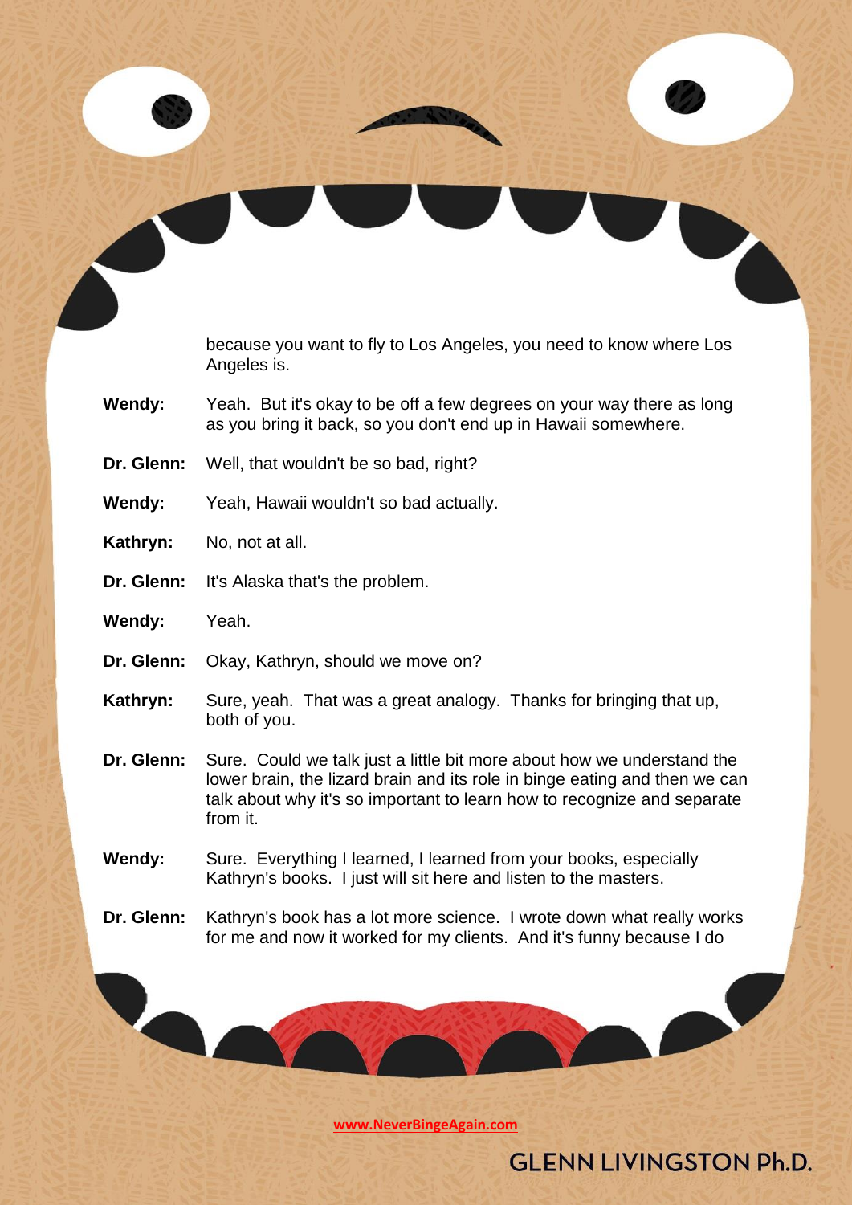because you want to fly to Los Angeles, you need to know where Los Angeles is.

**Wendy:** Yeah. But it's okay to be off a few degrees on your way there as long as you bring it back, so you don't end up in Hawaii somewhere.

**Dr. Glenn:** Well, that wouldn't be so bad, right?

**Wendy:** Yeah, Hawaii wouldn't so bad actually.

**Kathryn:** No, not at all.

**Dr. Glenn:** It's Alaska that's the problem.

**Wendy:** Yeah.

**Dr. Glenn:** Okay, Kathryn, should we move on?

**Kathryn:** Sure, yeah. That was a great analogy. Thanks for bringing that up, both of you.

**Dr. Glenn:** Sure. Could we talk just a little bit more about how we understand the lower brain, the lizard brain and its role in binge eating and then we can talk about why it's so important to learn how to recognize and separate from it.

**Wendy:** Sure. Everything I learned, I learned from your books, especially Kathryn's books. I just will sit here and listen to the masters.

**Dr. Glenn:** Kathryn's book has a lot more science. I wrote down what really works for me and now it worked for my clients. And it's funny because I do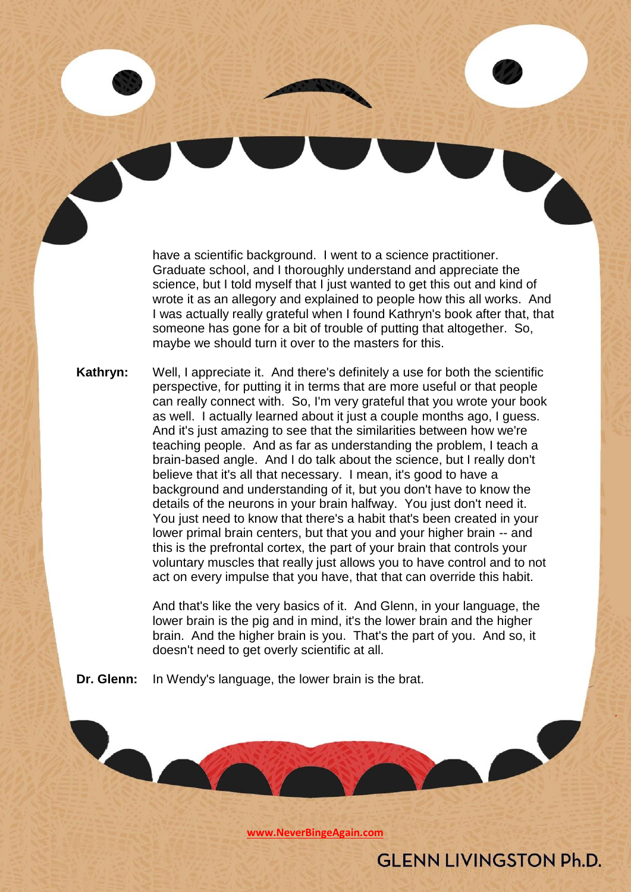have a scientific background. I went to a science practitioner. Graduate school, and I thoroughly understand and appreciate the science, but I told myself that I just wanted to get this out and kind of wrote it as an allegory and explained to people how this all works. And I was actually really grateful when I found Kathryn's book after that, that someone has gone for a bit of trouble of putting that altogether. So, maybe we should turn it over to the masters for this.

**Kathryn:** Well, I appreciate it. And there's definitely a use for both the scientific perspective, for putting it in terms that are more useful or that people can really connect with. So, I'm very grateful that you wrote your book as well. I actually learned about it just a couple months ago, I guess. And it's just amazing to see that the similarities between how we're teaching people. And as far as understanding the problem, I teach a brain-based angle. And I do talk about the science, but I really don't believe that it's all that necessary. I mean, it's good to have a background and understanding of it, but you don't have to know the details of the neurons in your brain halfway. You just don't need it. You just need to know that there's a habit that's been created in your lower primal brain centers, but that you and your higher brain -- and this is the prefrontal cortex, the part of your brain that controls your voluntary muscles that really just allows you to have control and to not act on every impulse that you have, that that can override this habit.

And that's like the very basics of it. And Glenn, in your language, the lower brain is the pig and in mind, it's the lower brain and the higher brain. And the higher brain is you. That's the part of you. And so, it doesn't need to get overly scientific at all.

**Dr. Glenn:** In Wendy's language, the lower brain is the brat.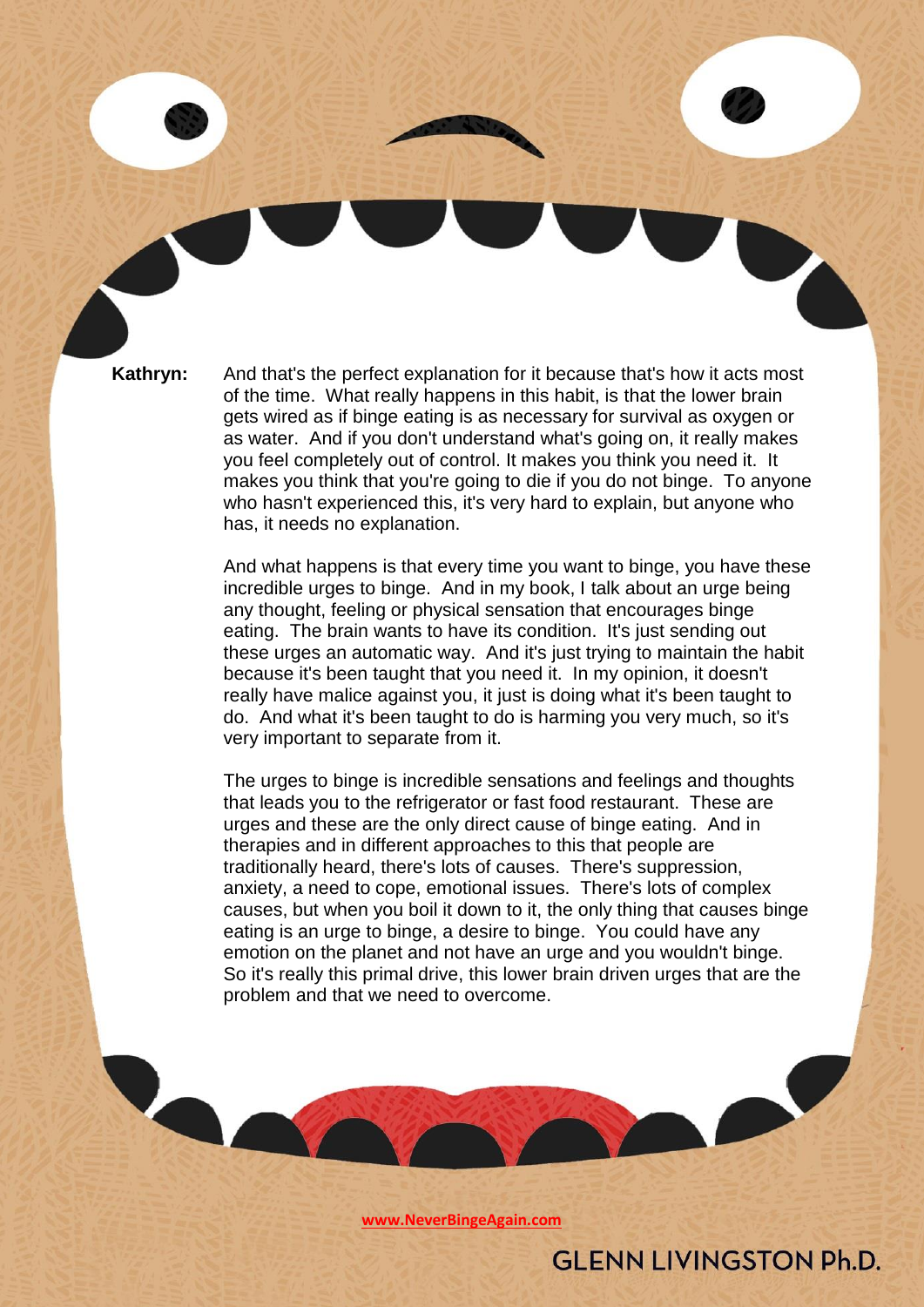**Kathryn:** And that's the perfect explanation for it because that's how it acts most of the time. What really happens in this habit, is that the lower brain gets wired as if binge eating is as necessary for survival as oxygen or as water. And if you don't understand what's going on, it really makes you feel completely out of control. It makes you think you need it. It makes you think that you're going to die if you do not binge. To anyone who hasn't experienced this, it's very hard to explain, but anyone who has, it needs no explanation.

And what happens is that every time you want to binge, you have these incredible urges to binge. And in my book, I talk about an urge being any thought, feeling or physical sensation that encourages binge eating. The brain wants to have its condition. It's just sending out these urges an automatic way. And it's just trying to maintain the habit because it's been taught that you need it. In my opinion, it doesn't really have malice against you, it just is doing what it's been taught to do. And what it's been taught to do is harming you very much, so it's very important to separate from it.

The urges to binge is incredible sensations and feelings and thoughts that leads you to the refrigerator or fast food restaurant. These are urges and these are the only direct cause of binge eating. And in therapies and in different approaches to this that people are traditionally heard, there's lots of causes. There's suppression, anxiety, a need to cope, emotional issues. There's lots of complex causes, but when you boil it down to it, the only thing that causes binge eating is an urge to binge, a desire to binge. You could have any emotion on the planet and not have an urge and you wouldn't binge. So it's really this primal drive, this lower brain driven urges that are the problem and that we need to overcome.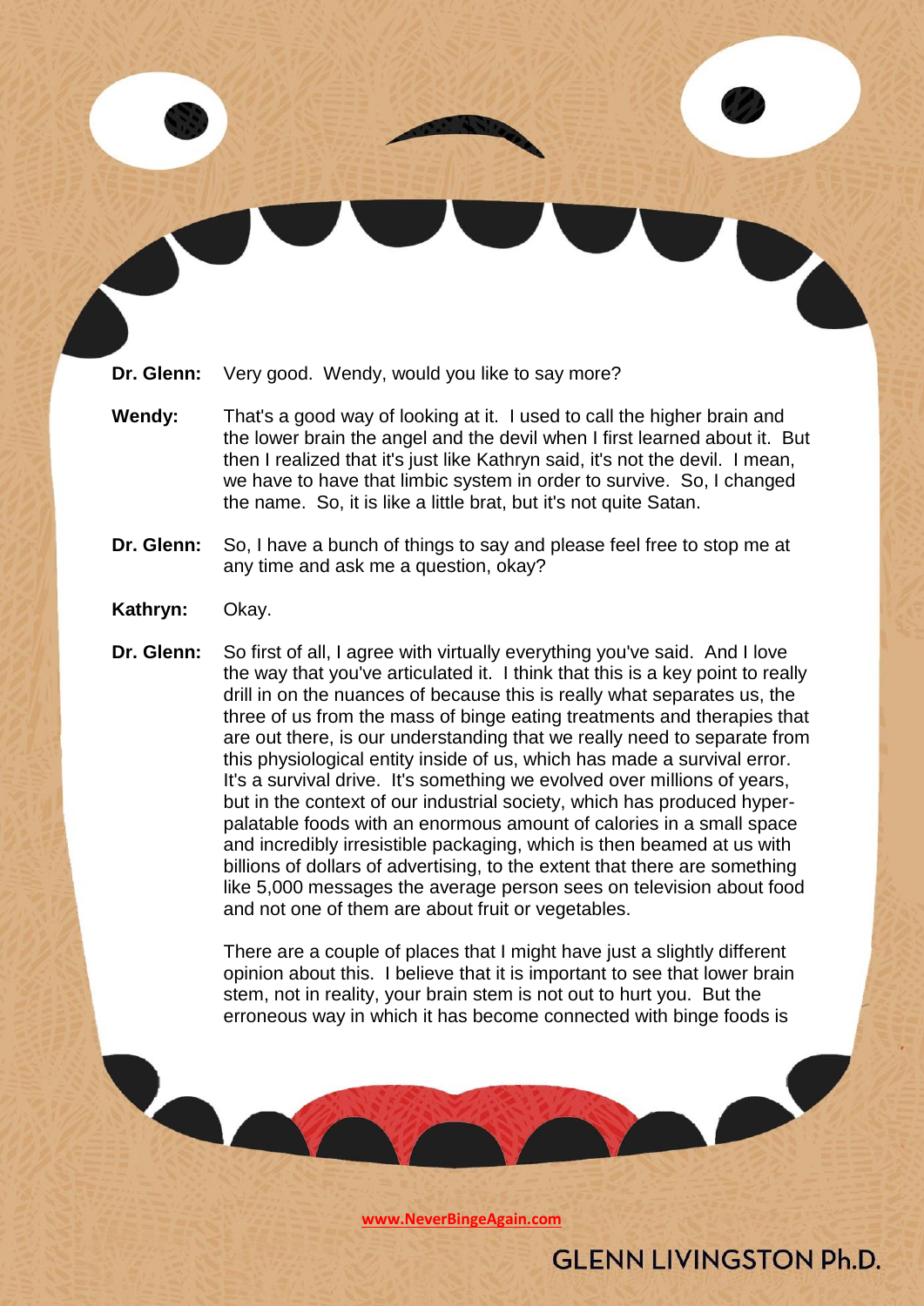**Dr. Glenn:** Very good. Wendy, would you like to say more?

**Wendy:** That's a good way of looking at it. I used to call the higher brain and the lower brain the angel and the devil when I first learned about it. But then I realized that it's just like Kathryn said, it's not the devil. I mean, we have to have that limbic system in order to survive. So, I changed the name. So, it is like a little brat, but it's not quite Satan.

**Dr. Glenn:** So, I have a bunch of things to say and please feel free to stop me at any time and ask me a question, okay?

**Kathryn:** Okay.

**Dr. Glenn:** So first of all, I agree with virtually everything you've said. And I love the way that you've articulated it. I think that this is a key point to really drill in on the nuances of because this is really what separates us, the three of us from the mass of binge eating treatments and therapies that are out there, is our understanding that we really need to separate from this physiological entity inside of us, which has made a survival error. It's a survival drive. It's something we evolved over millions of years, but in the context of our industrial society, which has produced hyper-palatable foods with an enormous amount of calories in a small space and incredibly irresistible packaging, which is then beamed at us with billions of dollars of advertising, to the extent that there are something like 5,000 messages the average person sees on television about food and not one of them are about fruit or vegetables.

There are a couple of places that I might have just a slightly different opinion about this. I believe that it is important to see that lower brain stem, not in reality, your brain stem is not out to hurt you. But the erroneous way in which it has become connected with binge foods is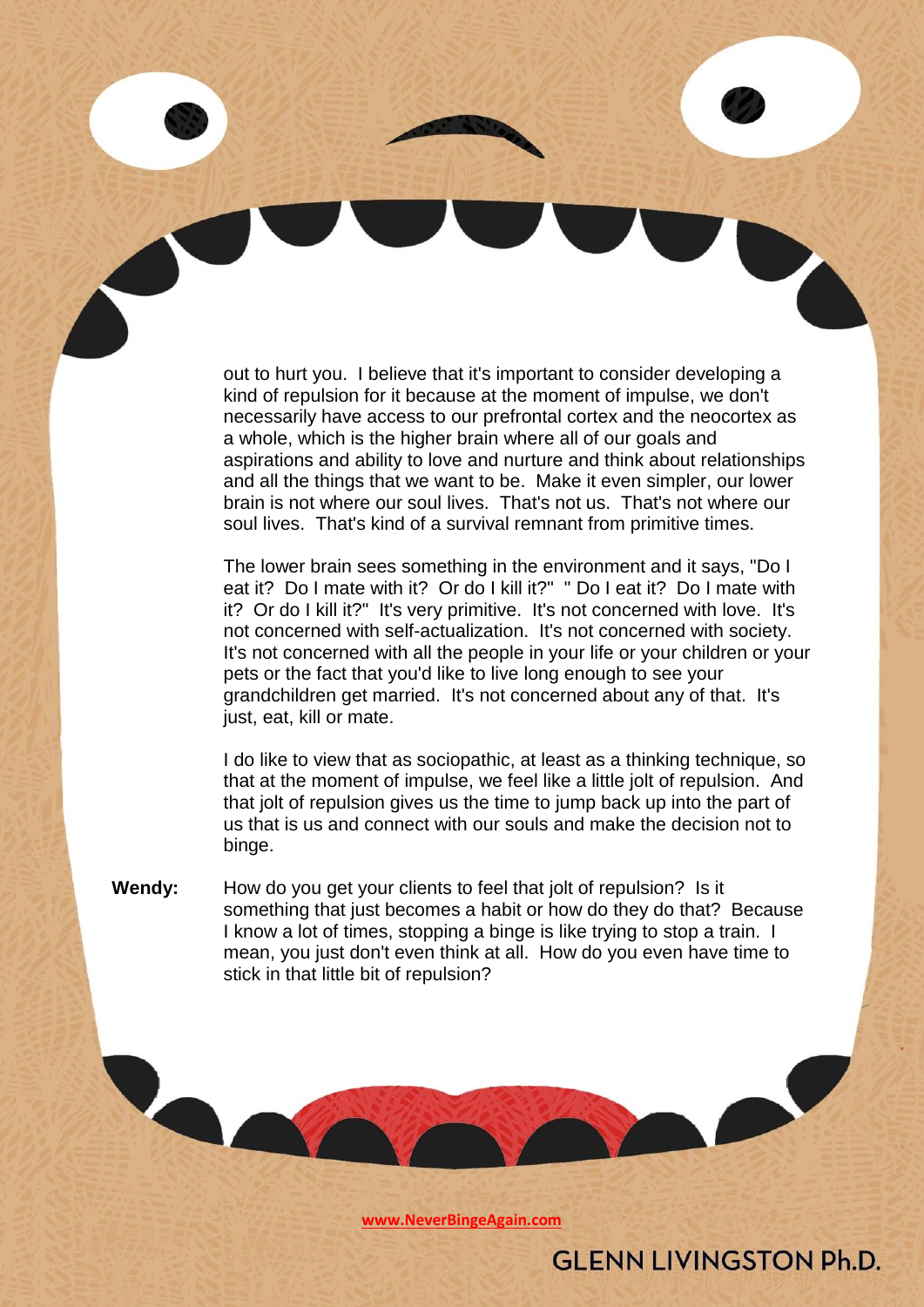out to hurt you. I believe that it's important to consider developing a kind of repulsion for it because at the moment of impulse, we don't necessarily have access to our prefrontal cortex and the neocortex as a whole, which is the higher brain where all of our goals and aspirations and ability to love and nurture and think about relationships and all the things that we want to be. Make it even simpler, our lower brain is not where our soul lives. That's not us. That's not where our soul lives. That's kind of a survival remnant from primitive times.

The lower brain sees something in the environment and it says, "Do I eat it? Do I mate with it? Or do I kill it?" " Do I eat it? Do I mate with it? Or do I kill it?" It's very primitive. It's not concerned with love. It's not concerned with self-actualization. It's not concerned with society. It's not concerned with all the people in your life or your children or your pets or the fact that you'd like to live long enough to see your grandchildren get married. It's not concerned about any of that. It's just, eat, kill or mate.

I do like to view that as sociopathic, at least as a thinking technique, so that at the moment of impulse, we feel like a little jolt of repulsion. And that jolt of repulsion gives us the time to jump back up into the part of us that is us and connect with our souls and make the decision not to binge.

**Wendy:** How do you get your clients to feel that jolt of repulsion? Is it something that just becomes a habit or how do they do that? Because I know a lot of times, stopping a binge is like trying to stop a train. I mean, you just don't even think at all. How do you even have time to stick in that little bit of repulsion?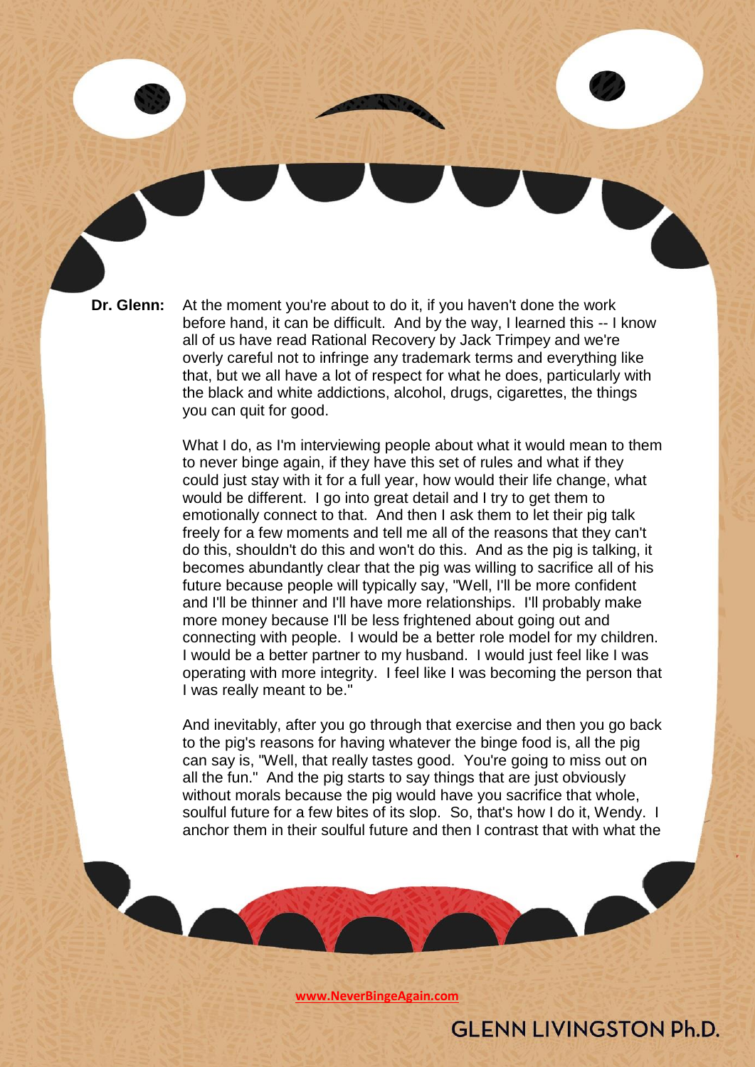**Dr. Glenn:** At the moment you're about to do it, if you haven't done the work before hand, it can be difficult. And by the way, I learned this -- I know all of us have read Rational Recovery by Jack Trimpey and we're overly careful not to infringe any trademark terms and everything like that, but we all have a lot of respect for what he does, particularly with the black and white addictions, alcohol, drugs, cigarettes, the things you can quit for good.

What I do, as I'm interviewing people about what it would mean to them to never binge again, if they have this set of rules and what if they could just stay with it for a full year, how would their life change, what would be different. I go into great detail and I try to get them to emotionally connect to that. And then I ask them to let their pig talk freely for a few moments and tell me all of the reasons that they can't do this, shouldn't do this and won't do this. And as the pig is talking, it becomes abundantly clear that the pig was willing to sacrifice all of his future because people will typically say, "Well, I'll be more confident and I'll be thinner and I'll have more relationships. I'll probably make more money because I'll be less frightened about going out and connecting with people. I would be a better role model for my children. I would be a better partner to my husband. I would just feel like I was operating with more integrity. I feel like I was becoming the person that I was really meant to be."

And inevitably, after you go through that exercise and then you go back to the pig's reasons for having whatever the binge food is, all the pig can say is, "Well, that really tastes good. You're going to miss out on all the fun." And the pig starts to say things that are just obviously without morals because the pig would have you sacrifice that whole, soulful future for a few bites of its slop. So, that's how I do it, Wendy. I anchor them in their soulful future and then I contrast that with what the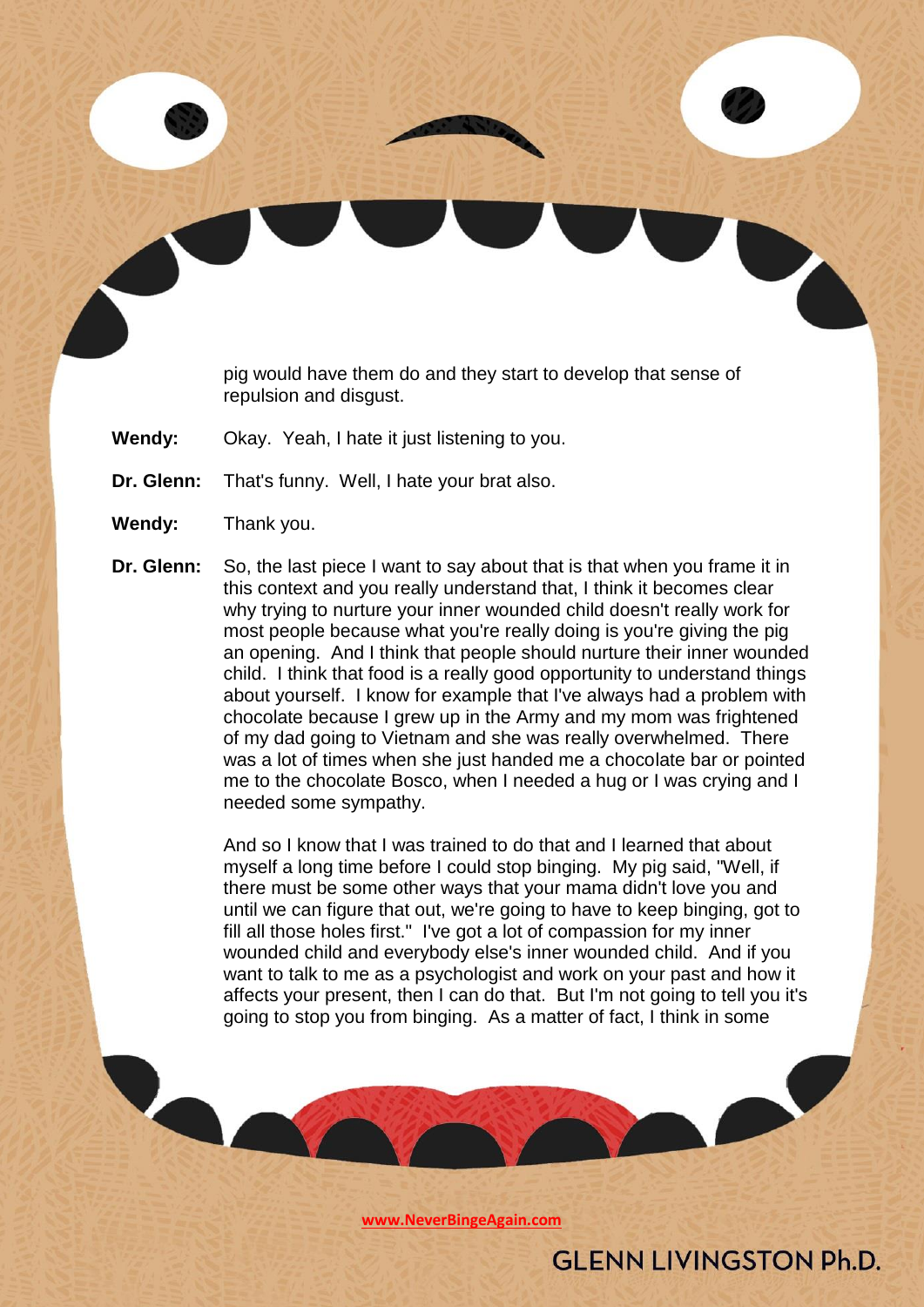pig would have them do and they start to develop that sense of repulsion and disgust.

**Wendy:** Okay. Yeah, I hate it just listening to you.

**Dr. Glenn:** That's funny. Well, I hate your brat also.

**Wendy:** Thank you.

**Dr. Glenn:** So, the last piece I want to say about that is that when you frame it in this context and you really understand that, I think it becomes clear why trying to nurture your inner wounded child doesn't really work for most people because what you're really doing is you're giving the pig an opening. And I think that people should nurture their inner wounded child. I think that food is a really good opportunity to understand things about yourself. I know for example that I've always had a problem with chocolate because I grew up in the Army and my mom was frightened of my dad going to Vietnam and she was really overwhelmed. There was a lot of times when she just handed me a chocolate bar or pointed me to the chocolate Bosco, when I needed a hug or I was crying and I needed some sympathy.

And so I know that I was trained to do that and I learned that about myself a long time before I could stop binging. My pig said, "Well, if there must be some other ways that your mama didn't love you and until we can figure that out, we're going to have to keep binging, got to fill all those holes first." I've got a lot of compassion for my inner wounded child and everybody else's inner wounded child. And if you want to talk to me as a psychologist and work on your past and how it affects your present, then I can do that. But I'm not going to tell you it's going to stop you from binging. As a matter of fact, I think in some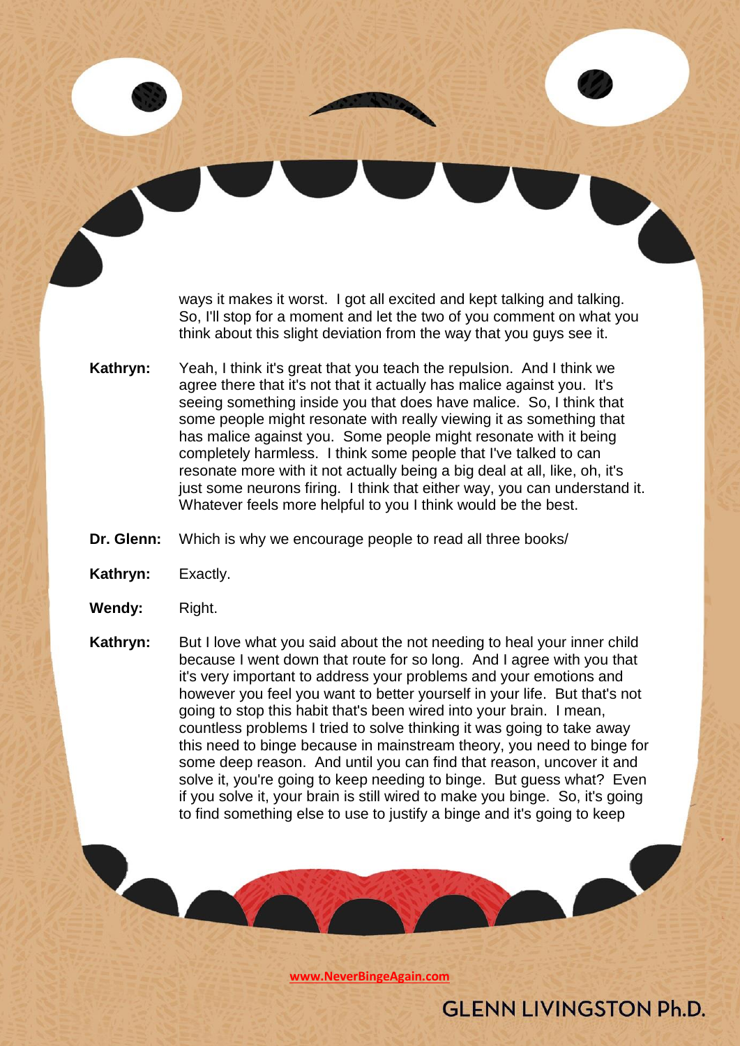ways it makes it worst. I got all excited and kept talking and talking. So, I'll stop for a moment and let the two of you comment on what you think about this slight deviation from the way that you guys see it.

**Kathryn:** Yeah, I think it's great that you teach the repulsion. And I think we agree there that it's not that it actually has malice against you. It's seeing something inside you that does have malice. So, I think that some people might resonate with really viewing it as something that has malice against you. Some people might resonate with it being completely harmless. I think some people that I've talked to can resonate more with it not actually being a big deal at all, like, oh, it's just some neurons firing. I think that either way, you can understand it. Whatever feels more helpful to you I think would be the best.

**Dr. Glenn:** Which is why we encourage people to read all three books/

**Kathryn:** Exactly.

**Wendy:** Right.

**Kathryn:** But I love what you said about the not needing to heal your inner child because I went down that route for so long. And I agree with you that it's very important to address your problems and your emotions and however you feel you want to better yourself in your life. But that's not going to stop this habit that's been wired into your brain. I mean, countless problems I tried to solve thinking it was going to take away this need to binge because in mainstream theory, you need to binge for some deep reason. And until you can find that reason, uncover it and solve it, you're going to keep needing to binge. But guess what? Even if you solve it, your brain is still wired to make you binge. So, it's going to find something else to use to justify a binge and it's going to keep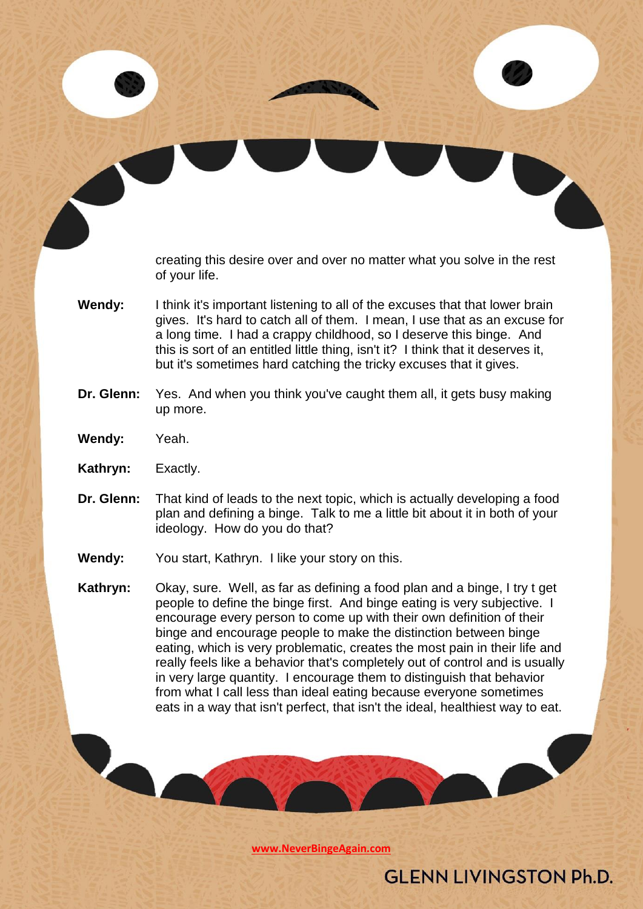creating this desire over and over no matter what you solve in the rest of your life.

**Wendy:** I think it's important listening to all of the excuses that that lower brain gives. It's hard to catch all of them. I mean, I use that as an excuse for a long time. I had a crappy childhood, so I deserve this binge. And this is sort of an entitled little thing, isn't it? I think that it deserves it, but it's sometimes hard catching the tricky excuses that it gives.

**Dr. Glenn:** Yes. And when you think you've caught them all, it gets busy making up more.

**Wendy:** Yeah.

**Kathryn:** Exactly.

**Dr. Glenn:** That kind of leads to the next topic, which is actually developing a food plan and defining a binge. Talk to me a little bit about it in both of your ideology. How do you do that?

**Wendy:** You start, Kathryn. I like your story on this.

**Kathryn:** Okay, sure. Well, as far as defining a food plan and a binge, I try t get people to define the binge first. And binge eating is very subjective. I encourage every person to come up with their own definition of their binge and encourage people to make the distinction between binge eating, which is very problematic, creates the most pain in their life and really feels like a behavior that's completely out of control and is usually in very large quantity. I encourage them to distinguish that behavior from what I call less than ideal eating because everyone sometimes eats in a way that isn't perfect, that isn't the ideal, healthiest way to eat.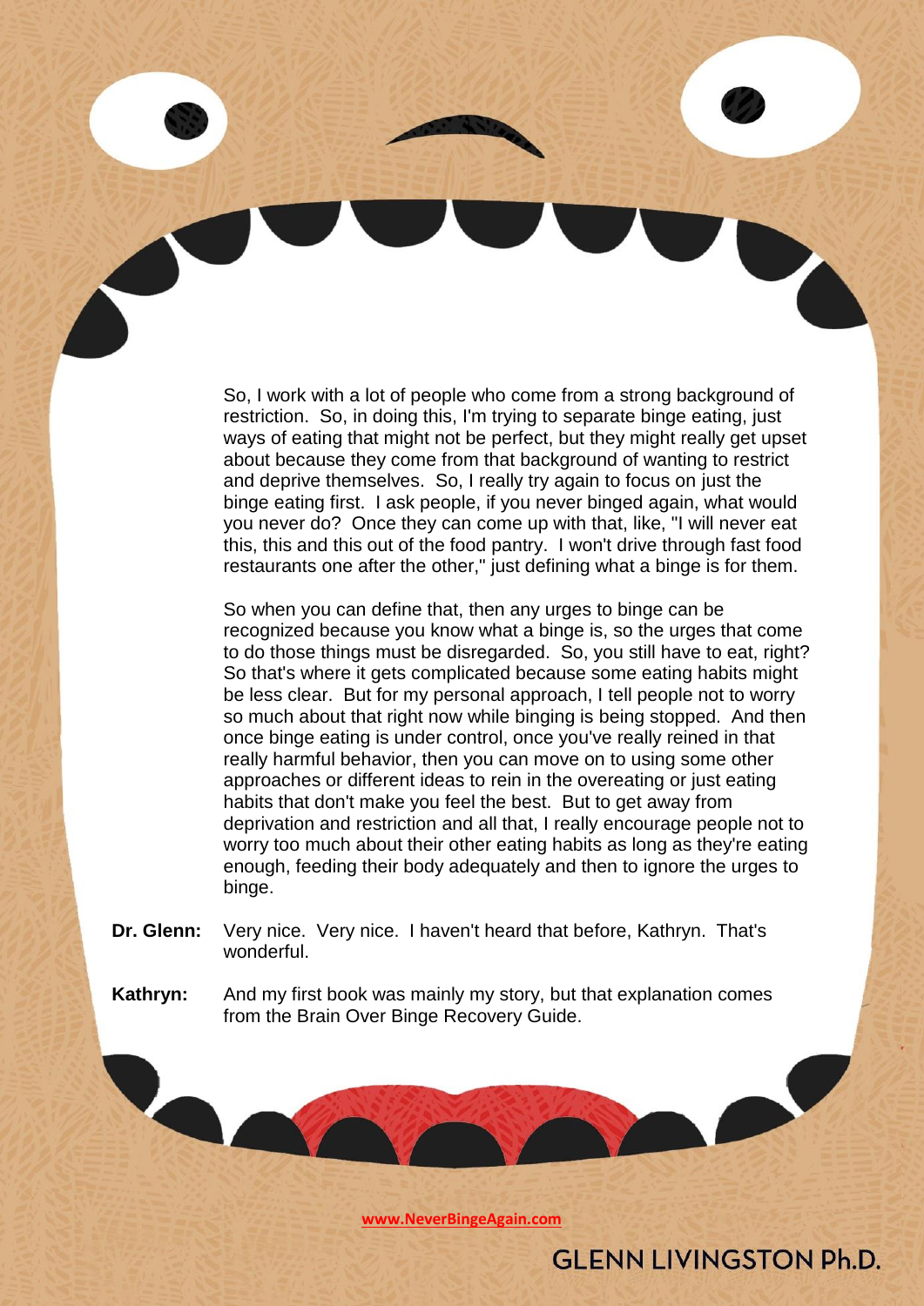So, I work with a lot of people who come from a strong background of restriction. So, in doing this, I'm trying to separate binge eating, just ways of eating that might not be perfect, but they might really get upset about because they come from that background of wanting to restrict and deprive themselves. So, I really try again to focus on just the binge eating first. I ask people, if you never binged again, what would you never do? Once they can come up with that, like, "I will never eat this, this and this out of the food pantry. I won't drive through fast food restaurants one after the other," just defining what a binge is for them.

So when you can define that, then any urges to binge can be recognized because you know what a binge is, so the urges that come to do those things must be disregarded. So, you still have to eat, right? So that's where it gets complicated because some eating habits might be less clear. But for my personal approach, I tell people not to worry so much about that right now while binging is being stopped. And then once binge eating is under control, once you've really reined in that really harmful behavior, then you can move on to using some other approaches or different ideas to rein in the overeating or just eating habits that don't make you feel the best. But to get away from deprivation and restriction and all that, I really encourage people not to worry too much about their other eating habits as long as they're eating enough, feeding their body adequately and then to ignore the urges to binge.

**Dr. Glenn:** Very nice. Very nice. I haven't heard that before, Kathryn. That's wonderful.

**Kathryn:** And my first book was mainly my story, but that explanation comes from the Brain Over Binge Recovery Guide.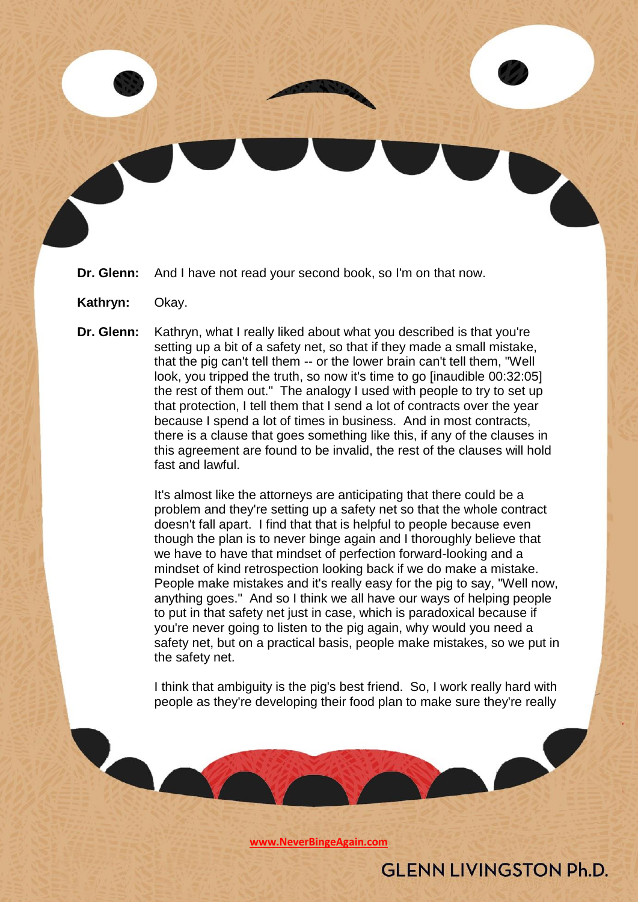**Dr. Glenn:** And I have not read your second book, so I'm on that now.

**Kathryn:** Okay.

**Dr. Glenn:** Kathryn, what I really liked about what you described is that you're setting up a bit of a safety net, so that if they made a small mistake, that the pig can't tell them -- or the lower brain can't tell them, "Well look, you tripped the truth, so now it's time to go [inaudible 00:32:05] the rest of them out." The analogy I used with people to try to set up that protection, I tell them that I send a lot of contracts over the year because I spend a lot of times in business. And in most contracts, there is a clause that goes something like this, if any of the clauses in this agreement are found to be invalid, the rest of the clauses will hold fast and lawful.

It's almost like the attorneys are anticipating that there could be a problem and they're setting up a safety net so that the whole contract doesn't fall apart. I find that that is helpful to people because even though the plan is to never binge again and I thoroughly believe that we have to have that mindset of perfection forward-looking and a mindset of kind retrospection looking back if we do make a mistake. People make mistakes and it's really easy for the pig to say, "Well now, anything goes." And so I think we all have our ways of helping people to put in that safety net just in case, which is paradoxical because if you're never going to listen to the pig again, why would you need a safety net, but on a practical basis, people make mistakes, so we put in the safety net.

I think that ambiguity is the pig's best friend. So, I work really hard with people as they're developing their food plan to make sure they're really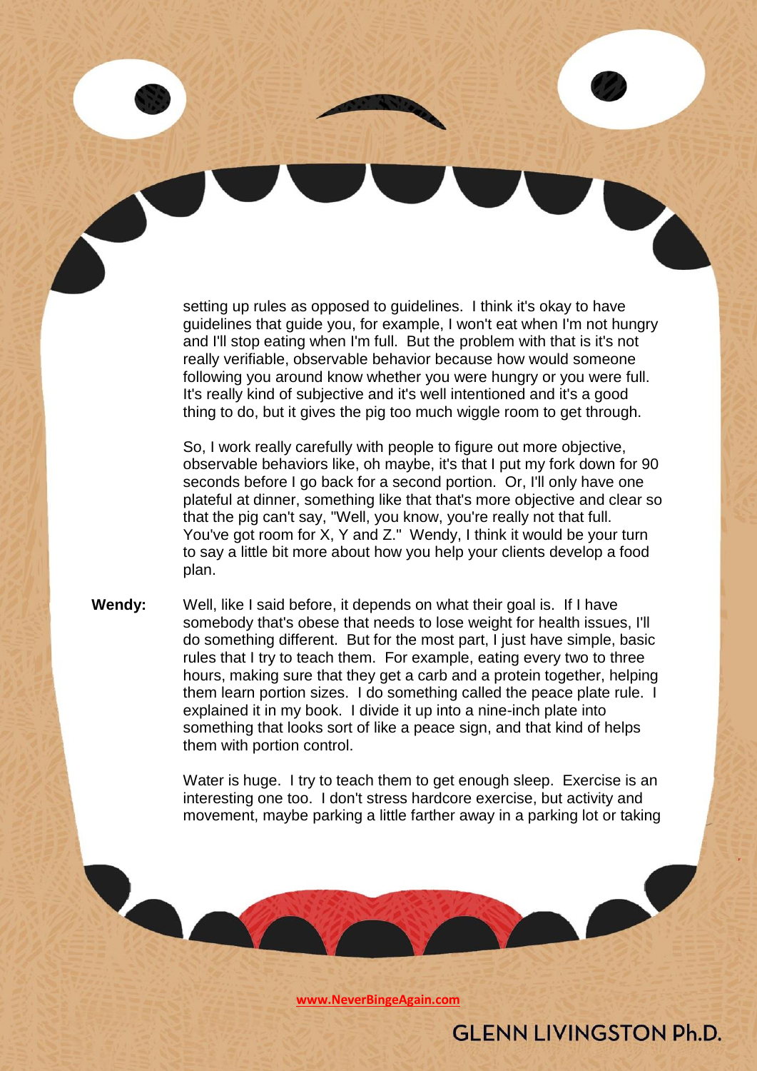setting up rules as opposed to guidelines. I think it's okay to have guidelines that guide you, for example, I won't eat when I'm not hungry and I'll stop eating when I'm full. But the problem with that is it's not really verifiable, observable behavior because how would someone following you around know whether you were hungry or you were full. It's really kind of subjective and it's well intentioned and it's a good thing to do, but it gives the pig too much wiggle room to get through.

So, I work really carefully with people to figure out more objective, observable behaviors like, oh maybe, it's that I put my fork down for 90 seconds before I go back for a second portion. Or, I'll only have one plateful at dinner, something like that that's more objective and clear so that the pig can't say, "Well, you know, you're really not that full. You've got room for X, Y and Z." Wendy, I think it would be your turn to say a little bit more about how you help your clients develop a food plan.

**Wendy:** Well, like I said before, it depends on what their goal is. If I have somebody that's obese that needs to lose weight for health issues, I'll do something different. But for the most part, I just have simple, basic rules that I try to teach them. For example, eating every two to three hours, making sure that they get a carb and a protein together, helping them learn portion sizes. I do something called the peace plate rule. I explained it in my book. I divide it up into a nine-inch plate into something that looks sort of like a peace sign, and that kind of helps them with portion control.

Water is huge. I try to teach them to get enough sleep. Exercise is an interesting one too. I don't stress hardcore exercise, but activity and movement, maybe parking a little farther away in a parking lot or taking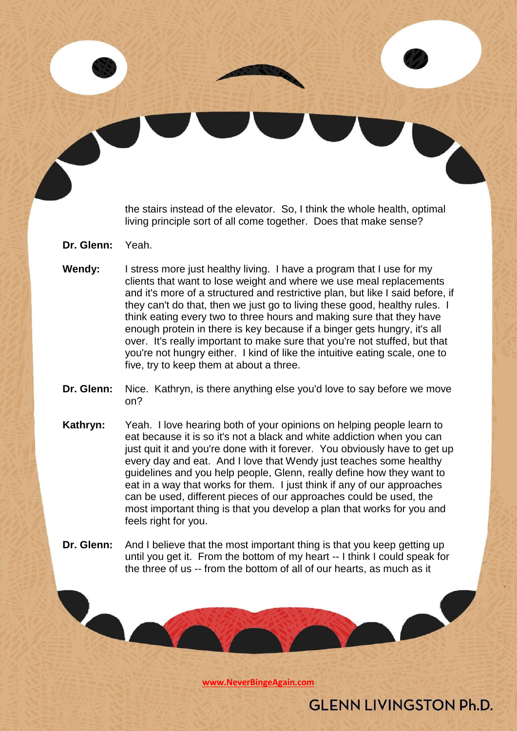the stairs instead of the elevator. So, I think the whole health, optimal living principle sort of all come together. Does that make sense?

**Dr. Glenn:** Yeah.

**Wendy:** I stress more just healthy living. I have a program that I use for my clients that want to lose weight and where we use meal replacements and it's more of a structured and restrictive plan, but like I said before, if they can't do that, then we just go to living these good, healthy rules. I think eating every two to three hours and making sure that they have enough protein in there is key because if a binger gets hungry, it's all over. It's really important to make sure that you're not stuffed, but that you're not hungry either. I kind of like the intuitive eating scale, one to five, try to keep them at about a three.

**Dr. Glenn:** Nice. Kathryn, is there anything else you'd love to say before we move on?

**Kathryn:** Yeah. I love hearing both of your opinions on helping people learn to eat because it is so it's not a black and white addiction when you can just quit it and you're done with it forever. You obviously have to get up every day and eat. And I love that Wendy just teaches some healthy guidelines and you help people, Glenn, really define how they want to eat in a way that works for them. I just think if any of our approaches can be used, different pieces of our approaches could be used, the most important thing is that you develop a plan that works for you and feels right for you.

**Dr. Glenn:** And I believe that the most important thing is that you keep getting up until you get it. From the bottom of my heart -- I think I could speak for the three of us -- from the bottom of all of our hearts, as much as it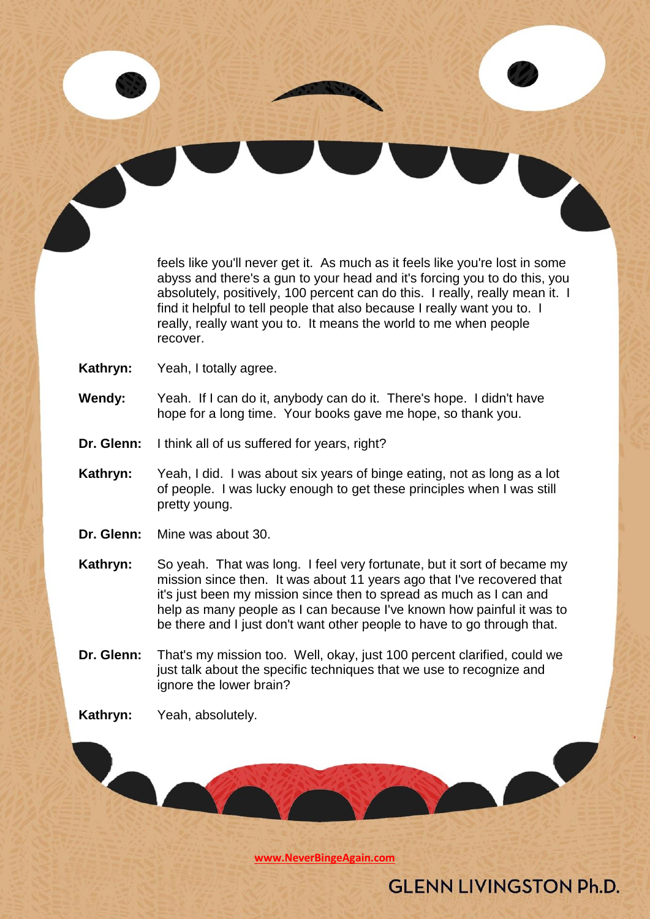feels like you'll never get it. As much as it feels like you're lost in some abyss and there's a gun to your head and it's forcing you to do this, you absolutely, positively, 100 percent can do this. I really, really mean it. I find it helpful to tell people that also because I really want you to. I really, really want you to. It means the world to me when people recover.

**Kathryn:** Yeah, I totally agree.

**Wendy:** Yeah. If I can do it, anybody can do it. There's hope. I didn't have hope for a long time. Your books gave me hope, so thank you.

**Dr. Glenn:** I think all of us suffered for years, right?

**Kathryn:** Yeah, I did. I was about six years of binge eating, not as long as a lot of people. I was lucky enough to get these principles when I was still pretty young.

**Dr. Glenn:** Mine was about 30.

**Kathryn:** So yeah. That was long. I feel very fortunate, but it sort of became my mission since then. It was about 11 years ago that I've recovered that it's just been my mission since then to spread as much as I can and help as many people as I can because I've known how painful it was to be there and I just don't want other people to have to go through that.

**Dr. Glenn:** That's my mission too. Well, okay, just 100 percent clarified, could we just talk about the specific techniques that we use to recognize and ignore the lower brain?

**Kathryn:** Yeah, absolutely.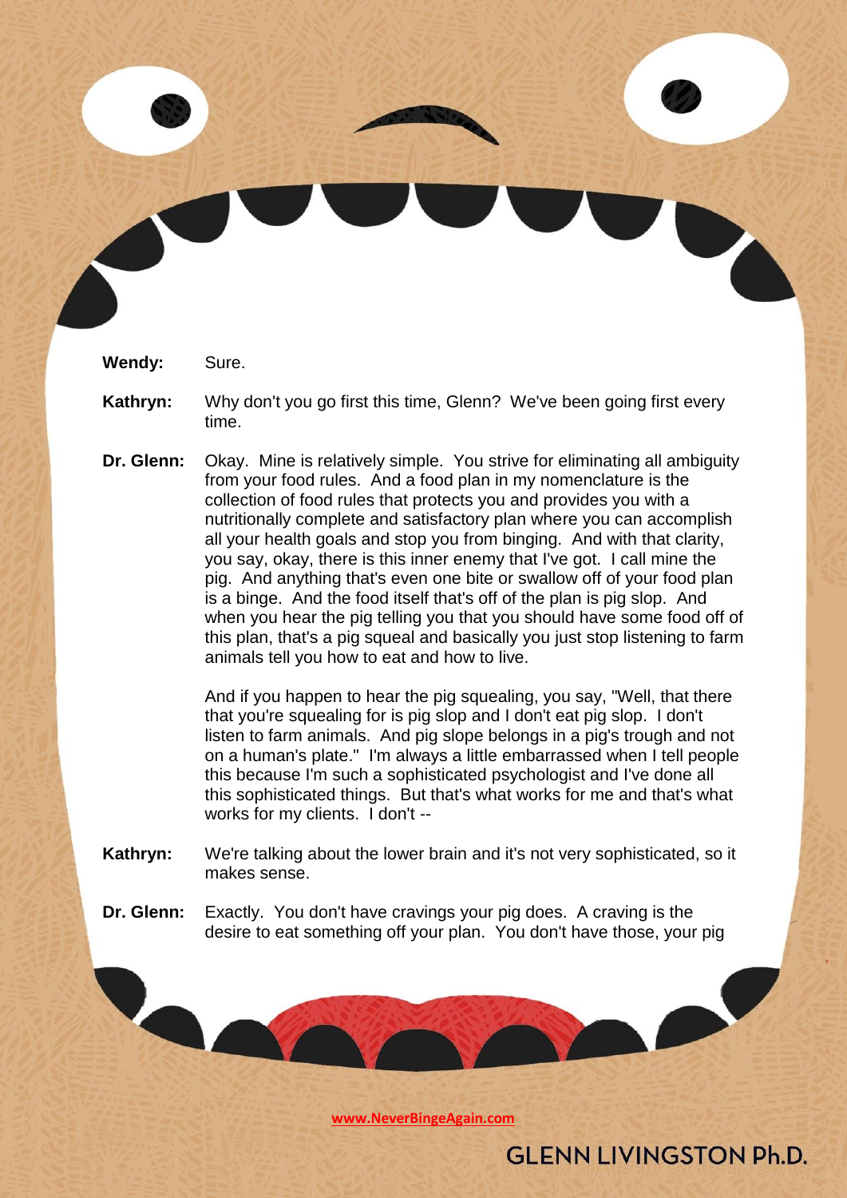**Wendy:** Sure.

**Kathryn:** Why don't you go first this time, Glenn? We've been going first every time.

**Dr. Glenn:** Okay. Mine is relatively simple. You strive for eliminating all ambiguity from your food rules. And a food plan in my nomenclature is the collection of food rules that protects you and provides you with a nutritionally complete and satisfactory plan where you can accomplish all your health goals and stop you from binging. And with that clarity, you say, okay, there is this inner enemy that I've got. I call mine the pig. And anything that's even one bite or swallow off of your food plan is a binge. And the food itself that's off of the plan is pig slop. And when you hear the pig telling you that you should have some food off of this plan, that's a pig squeal and basically you just stop listening to farm animals tell you how to eat and how to live.

And if you happen to hear the pig squealing, you say, "Well, that there that you're squealing for is pig slop and I don't eat pig slop. I don't listen to farm animals. And pig slope belongs in a pig's trough and not on a human's plate." I'm always a little embarrassed when I tell people this because I'm such a sophisticated psychologist and I've done all this sophisticated things. But that's what works for me and that's what works for my clients. I don't --

**Kathryn:** We're talking about the lower brain and it's not very sophisticated, so it makes sense.

**Dr. Glenn:** Exactly. You don't have cravings your pig does. A craving is the desire to eat something off your plan. You don't have those, your pig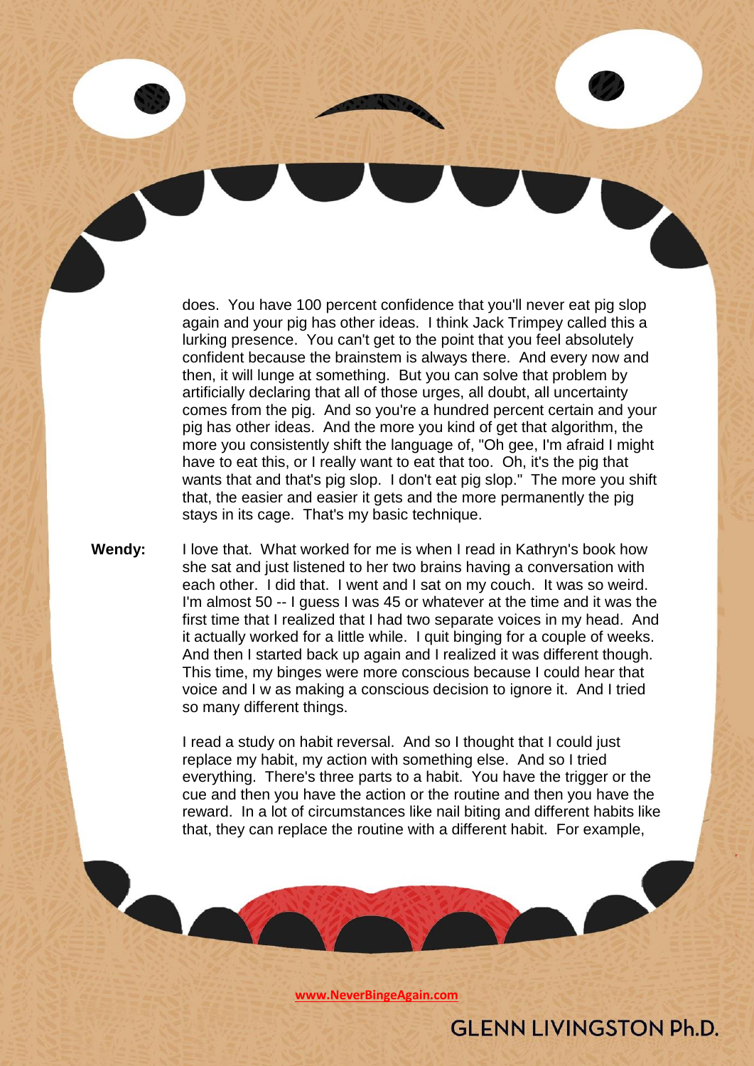does. You have 100 percent confidence that you'll never eat pig slop again and your pig has other ideas. I think Jack Trimpey called this a lurking presence. You can't get to the point that you feel absolutely confident because the brainstem is always there. And every now and then, it will lunge at something. But you can solve that problem by artificially declaring that all of those urges, all doubt, all uncertainty comes from the pig. And so you're a hundred percent certain and your pig has other ideas. And the more you kind of get that algorithm, the more you consistently shift the language of, "Oh gee, I'm afraid I might have to eat this, or I really want to eat that too. Oh, it's the pig that wants that and that's pig slop. I don't eat pig slop." The more you shift that, the easier and easier it gets and the more permanently the pig stays in its cage. That's my basic technique.

**Wendy:** I love that. What worked for me is when I read in Kathryn's book how she sat and just listened to her two brains having a conversation with each other. I did that. I went and I sat on my couch. It was so weird. I'm almost 50 -- I guess I was 45 or whatever at the time and it was the first time that I realized that I had two separate voices in my head. And it actually worked for a little while. I quit binging for a couple of weeks. And then I started back up again and I realized it was different though. This time, my binges were more conscious because I could hear that voice and I w as making a conscious decision to ignore it. And I tried so many different things.

I read a study on habit reversal. And so I thought that I could just replace my habit, my action with something else. And so I tried everything. There's three parts to a habit. You have the trigger or the cue and then you have the action or the routine and then you have the reward. In a lot of circumstances like nail biting and different habits like that, they can replace the routine with a different habit. For example,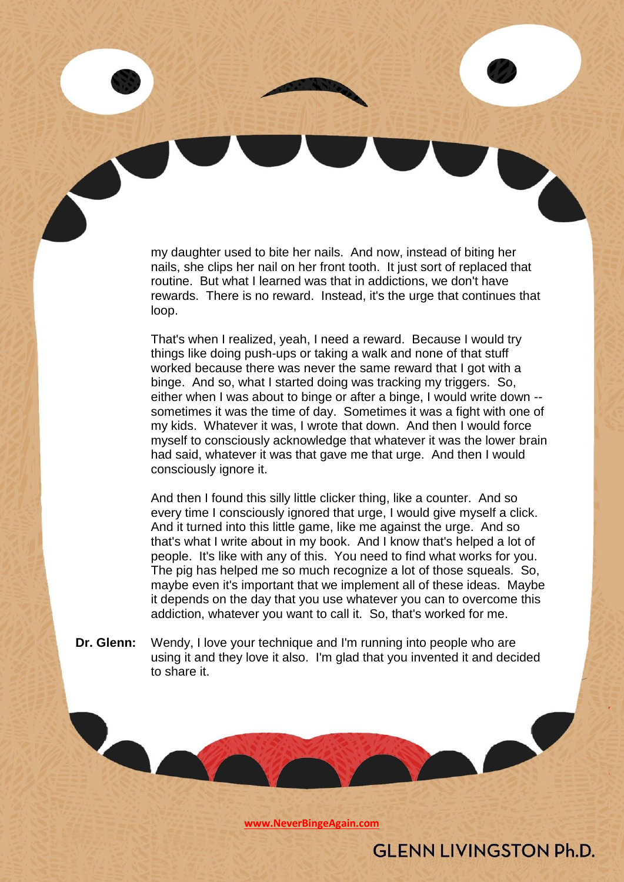my daughter used to bite her nails. And now, instead of biting her nails, she clips her nail on her front tooth. It just sort of replaced that routine. But what I learned was that in addictions, we don't have rewards. There is no reward. Instead, it's the urge that continues that loop.

That's when I realized, yeah, I need a reward. Because I would try things like doing push-ups or taking a walk and none of that stuff worked because there was never the same reward that I got with a binge. And so, what I started doing was tracking my triggers. So, either when I was about to binge or after a binge, I would write down -- sometimes it was the time of day. Sometimes it was a fight with one of my kids. Whatever it was, I wrote that down. And then I would force myself to consciously acknowledge that whatever it was the lower brain had said, whatever it was that gave me that urge. And then I would consciously ignore it.

And then I found this silly little clicker thing, like a counter. And so every time I consciously ignored that urge, I would give myself a click. And it turned into this little game, like me against the urge. And so that's what I write about in my book. And I know that's helped a lot of people. It's like with any of this. You need to find what works for you. The pig has helped me so much recognize a lot of those squeals. So, maybe even it's important that we implement all of these ideas. Maybe it depends on the day that you use whatever you can to overcome this addiction, whatever you want to call it. So, that's worked for me.

**Dr. Glenn:** Wendy, I love your technique and I'm running into people who are using it and they love it also. I'm glad that you invented it and decided to share it.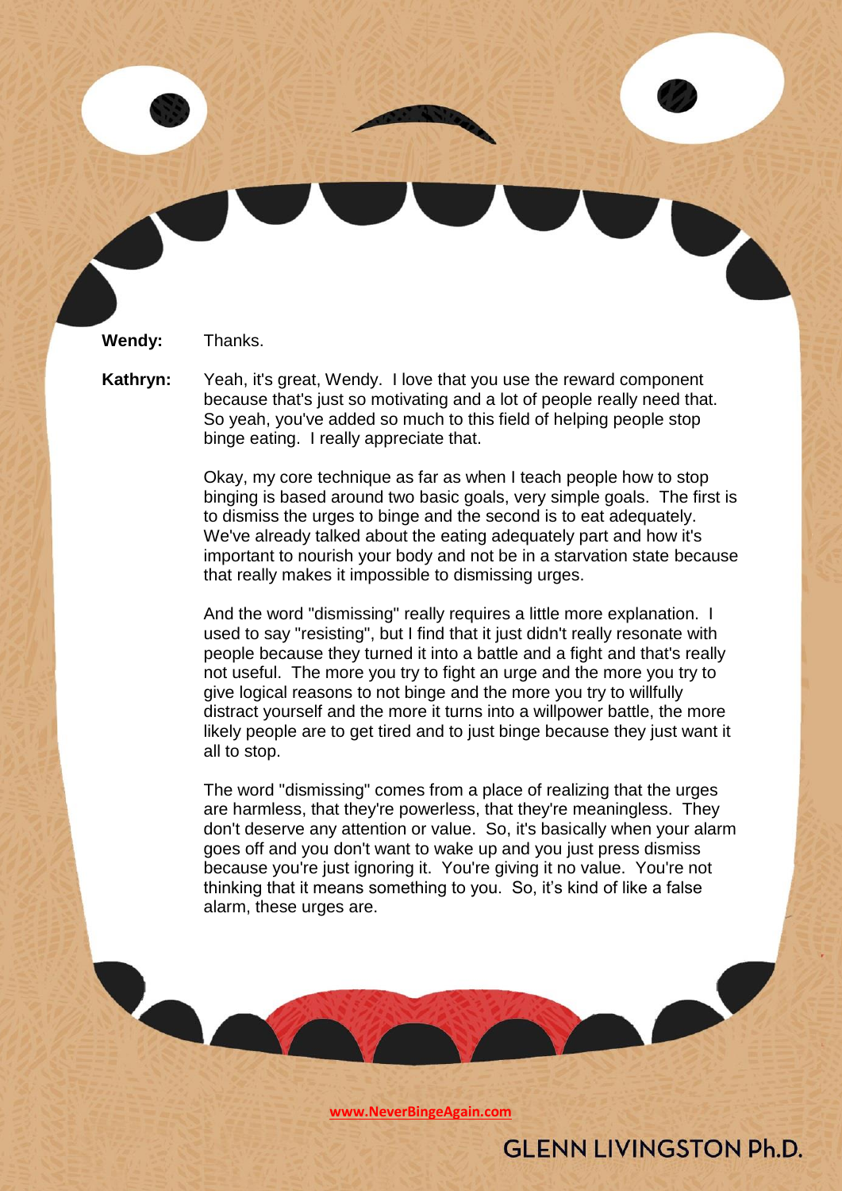**Wendy:** Thanks.

**Kathryn:** Yeah, it's great, Wendy. I love that you use the reward component because that's just so motivating and a lot of people really need that. So yeah, you've added so much to this field of helping people stop binge eating. I really appreciate that.

Okay, my core technique as far as when I teach people how to stop binging is based around two basic goals, very simple goals. The first is to dismiss the urges to binge and the second is to eat adequately. We've already talked about the eating adequately part and how it's important to nourish your body and not be in a starvation state because that really makes it impossible to dismissing urges.

And the word "dismissing" really requires a little more explanation. I used to say "resisting", but I find that it just didn't really resonate with people because they turned it into a battle and a fight and that's really not useful. The more you try to fight an urge and the more you try to give logical reasons to not binge and the more you try to willfully distract yourself and the more it turns into a willpower battle, the more likely people are to get tired and to just binge because they just want it all to stop.

The word "dismissing" comes from a place of realizing that the urges are harmless, that they're powerless, that they're meaningless. They don't deserve any attention or value. So, it's basically when your alarm goes off and you don't want to wake up and you just press dismiss because you're just ignoring it. You're giving it no value. You're not thinking that it means something to you. So, it's kind of like a false alarm, these urges are.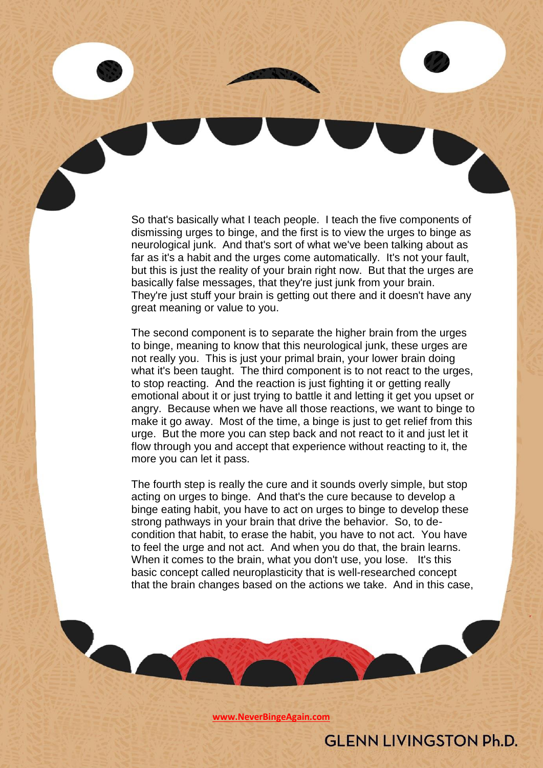So that's basically what I teach people. I teach the five components of dismissing urges to binge, and the first is to view the urges to binge as neurological junk. And that's sort of what we've been talking about as far as it's a habit and the urges come automatically. It's not your fault, but this is just the reality of your brain right now. But that the urges are basically false messages, that they're just junk from your brain. They're just stuff your brain is getting out there and it doesn't have any great meaning or value to you.

The second component is to separate the higher brain from the urges to binge, meaning to know that this neurological junk, these urges are not really you. This is just your primal brain, your lower brain doing what it's been taught. The third component is to not react to the urges, to stop reacting. And the reaction is just fighting it or getting really emotional about it or just trying to battle it and letting it get you upset or angry. Because when we have all those reactions, we want to binge to make it go away. Most of the time, a binge is just to get relief from this urge. But the more you can step back and not react to it and just let it flow through you and accept that experience without reacting to it, the more you can let it pass.

The fourth step is really the cure and it sounds overly simple, but stop acting on urges to binge. And that's the cure because to develop a binge eating habit, you have to act on urges to binge to develop these strong pathways in your brain that drive the behavior. So, to de-condition that habit, to erase the habit, you have to not act. You have to feel the urge and not act. And when you do that, the brain learns. When it comes to the brain, what you don't use, you lose. It's this basic concept called neuroplasticity that is well-researched concept that the brain changes based on the actions we take. And in this case,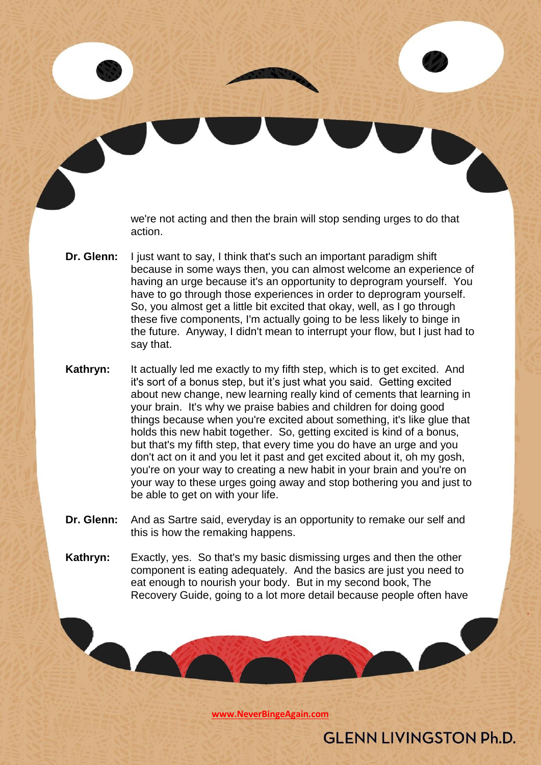we're not acting and then the brain will stop sending urges to do that action.

**Dr. Glenn:** I just want to say, I think that's such an important paradigm shift because in some ways then, you can almost welcome an experience of having an urge because it's an opportunity to deprogram yourself. You have to go through those experiences in order to deprogram yourself. So, you almost get a little bit excited that okay, well, as I go through these five components, I'm actually going to be less likely to binge in the future. Anyway, I didn't mean to interrupt your flow, but I just had to say that.

**Kathryn:** It actually led me exactly to my fifth step, which is to get excited. And it's sort of a bonus step, but it's just what you said. Getting excited about new change, new learning really kind of cements that learning in your brain. It's why we praise babies and children for doing good things because when you're excited about something, it's like glue that holds this new habit together. So, getting excited is kind of a bonus, but that's my fifth step, that every time you do have an urge and you don't act on it and you let it past and get excited about it, oh my gosh, you're on your way to creating a new habit in your brain and you're on your way to these urges going away and stop bothering you and just to be able to get on with your life.

**Dr. Glenn:** And as Sartre said, everyday is an opportunity to remake our self and this is how the remaking happens.

**Kathryn:** Exactly, yes. So that's my basic dismissing urges and then the other component is eating adequately. And the basics are just you need to eat enough to nourish your body. But in my second book, The Recovery Guide, going to a lot more detail because people often have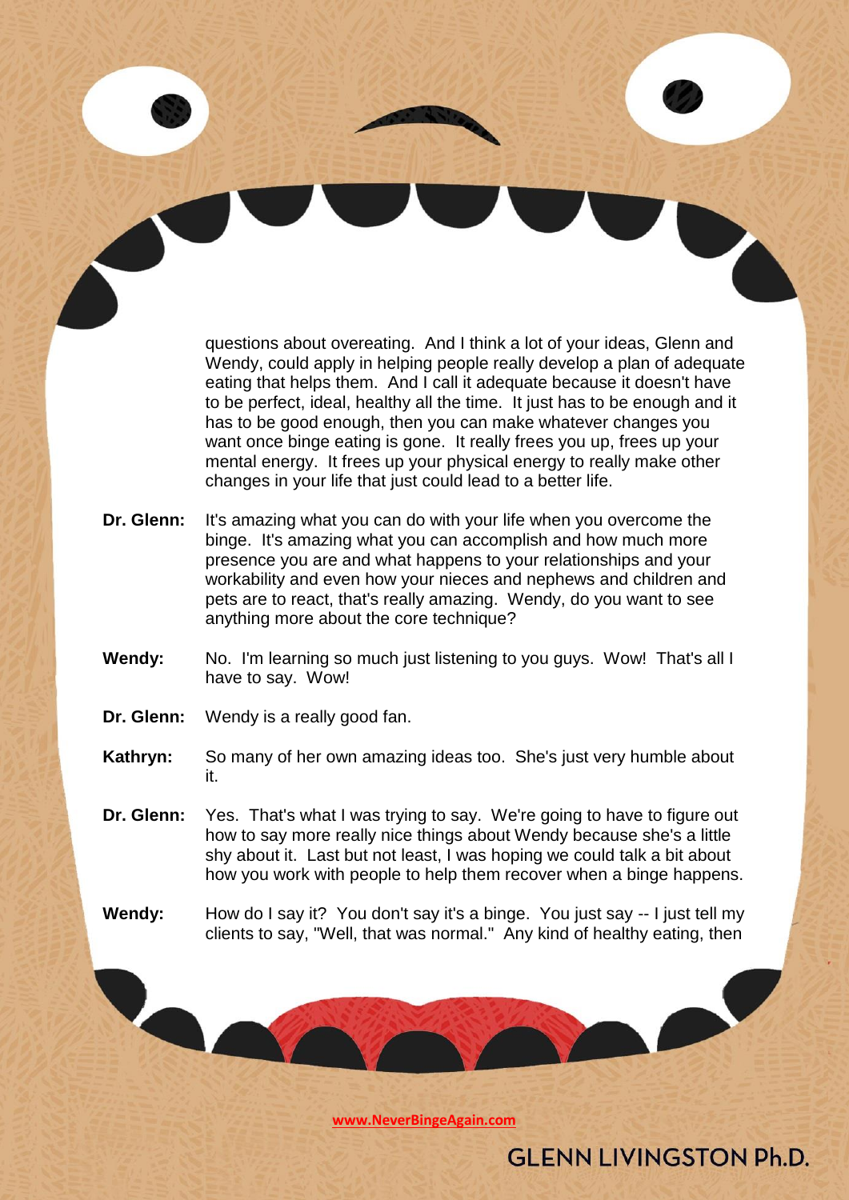questions about overeating. And I think a lot of your ideas, Glenn and Wendy, could apply in helping people really develop a plan of adequate eating that helps them. And I call it adequate because it doesn't have to be perfect, ideal, healthy all the time. It just has to be enough and it has to be good enough, then you can make whatever changes you want once binge eating is gone. It really frees you up, frees up your mental energy. It frees up your physical energy to really make other changes in your life that just could lead to a better life.

**Dr. Glenn:** It's amazing what you can do with your life when you overcome the binge. It's amazing what you can accomplish and how much more presence you are and what happens to your relationships and your workability and even how your nieces and nephews and children and pets are to react, that's really amazing. Wendy, do you want to see anything more about the core technique?

**Wendy:** No. I'm learning so much just listening to you guys. Wow! That's all I have to say. Wow!

**Dr. Glenn:** Wendy is a really good fan.

**Kathryn:** So many of her own amazing ideas too. She's just very humble about it.

**Dr. Glenn:** Yes. That's what I was trying to say. We're going to have to figure out how to say more really nice things about Wendy because she's a little shy about it. Last but not least, I was hoping we could talk a bit about how you work with people to help them recover when a binge happens.

**Wendy:** How do I say it? You don't say it's a binge. You just say -- I just tell my clients to say, "Well, that was normal." Any kind of healthy eating, then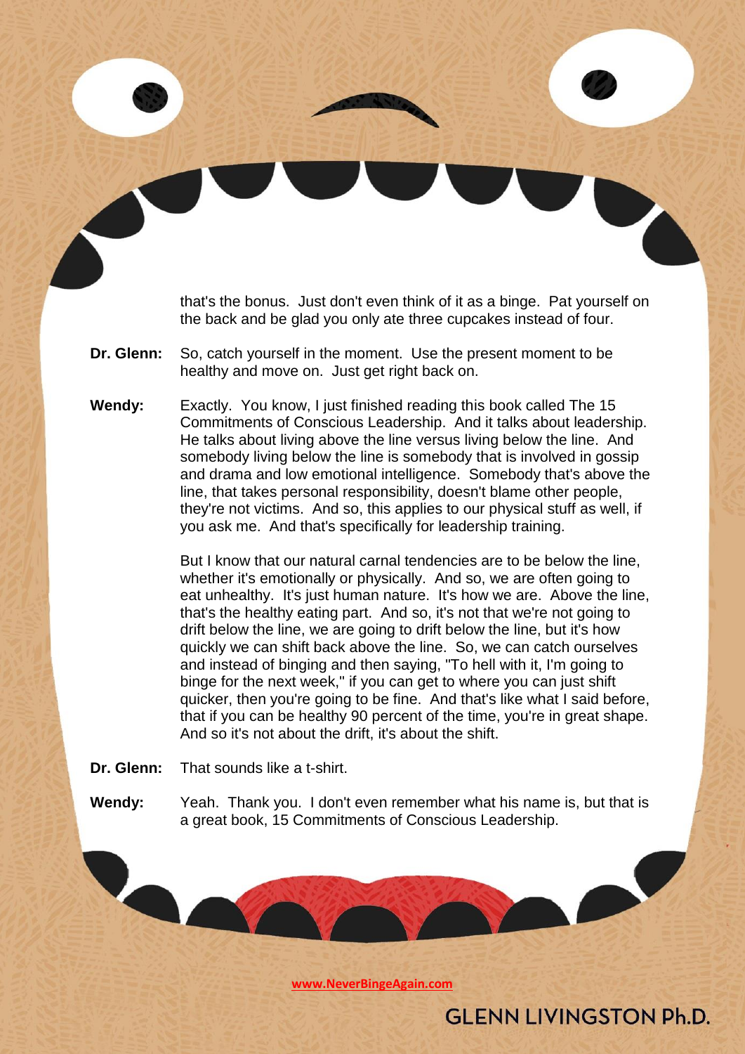that's the bonus. Just don't even think of it as a binge. Pat yourself on the back and be glad you only ate three cupcakes instead of four.

**Dr. Glenn:** So, catch yourself in the moment. Use the present moment to be healthy and move on. Just get right back on.

**Wendy:** Exactly. You know, I just finished reading this book called The 15 Commitments of Conscious Leadership. And it talks about leadership. He talks about living above the line versus living below the line. And somebody living below the line is somebody that is involved in gossip and drama and low emotional intelligence. Somebody that's above the line, that takes personal responsibility, doesn't blame other people, they're not victims. And so, this applies to our physical stuff as well, if you ask me. And that's specifically for leadership training.

But I know that our natural carnal tendencies are to be below the line, whether it's emotionally or physically. And so, we are often going to eat unhealthy. It's just human nature. It's how we are. Above the line, that's the healthy eating part. And so, it's not that we're not going to drift below the line, we are going to drift below the line, but it's how quickly we can shift back above the line. So, we can catch ourselves and instead of binging and then saying, "To hell with it, I'm going to binge for the next week," if you can get to where you can just shift quicker, then you're going to be fine. And that's like what I said before, that if you can be healthy 90 percent of the time, you're in great shape. And so it's not about the drift, it's about the shift.

**Dr. Glenn:** That sounds like a t-shirt.

**Wendy:** Yeah. Thank you. I don't even remember what his name is, but that is a great book, 15 Commitments of Conscious Leadership.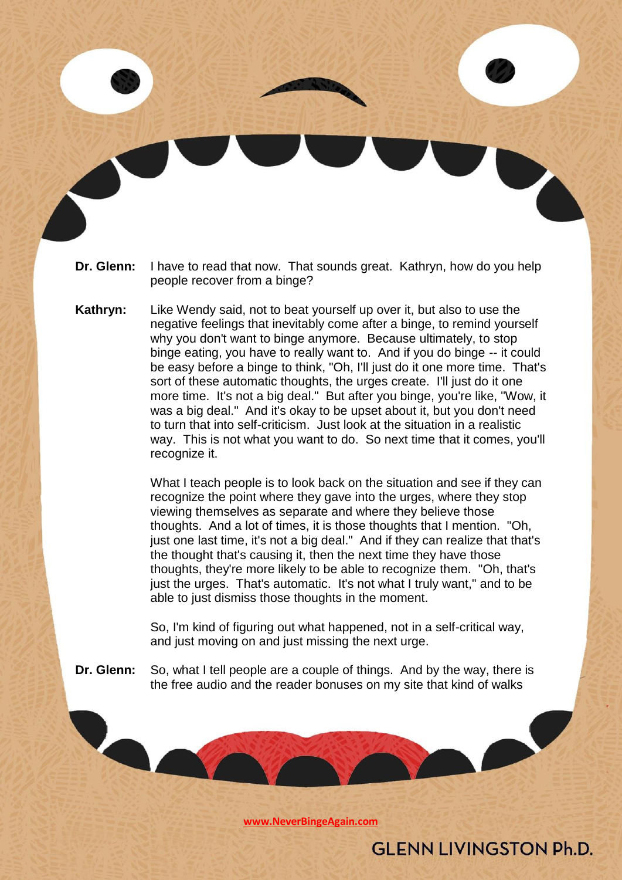**Dr. Glenn:** I have to read that now. That sounds great. Kathryn, how do you help people recover from a binge?

**Kathryn:** Like Wendy said, not to beat yourself up over it, but also to use the negative feelings that inevitably come after a binge, to remind yourself why you don't want to binge anymore. Because ultimately, to stop binge eating, you have to really want to. And if you do binge -- it could be easy before a binge to think, "Oh, I'll just do it one more time. That's sort of these automatic thoughts, the urges create. I'll just do it one more time. It's not a big deal." But after you binge, you're like, "Wow, it was a big deal." And it's okay to be upset about it, but you don't need to turn that into self-criticism. Just look at the situation in a realistic way. This is not what you want to do. So next time that it comes, you'll recognize it.

What I teach people is to look back on the situation and see if they can recognize the point where they gave into the urges, where they stop viewing themselves as separate and where they believe those thoughts. And a lot of times, it is those thoughts that I mention. "Oh, just one last time, it's not a big deal." And if they can realize that that's the thought that's causing it, then the next time they have those thoughts, they're more likely to be able to recognize them. "Oh, that's just the urges. That's automatic. It's not what I truly want," and to be able to just dismiss those thoughts in the moment.

So, I'm kind of figuring out what happened, not in a self-critical way, and just moving on and just missing the next urge.

**Dr. Glenn:** So, what I tell people are a couple of things. And by the way, there is the free audio and the reader bonuses on my site that kind of walks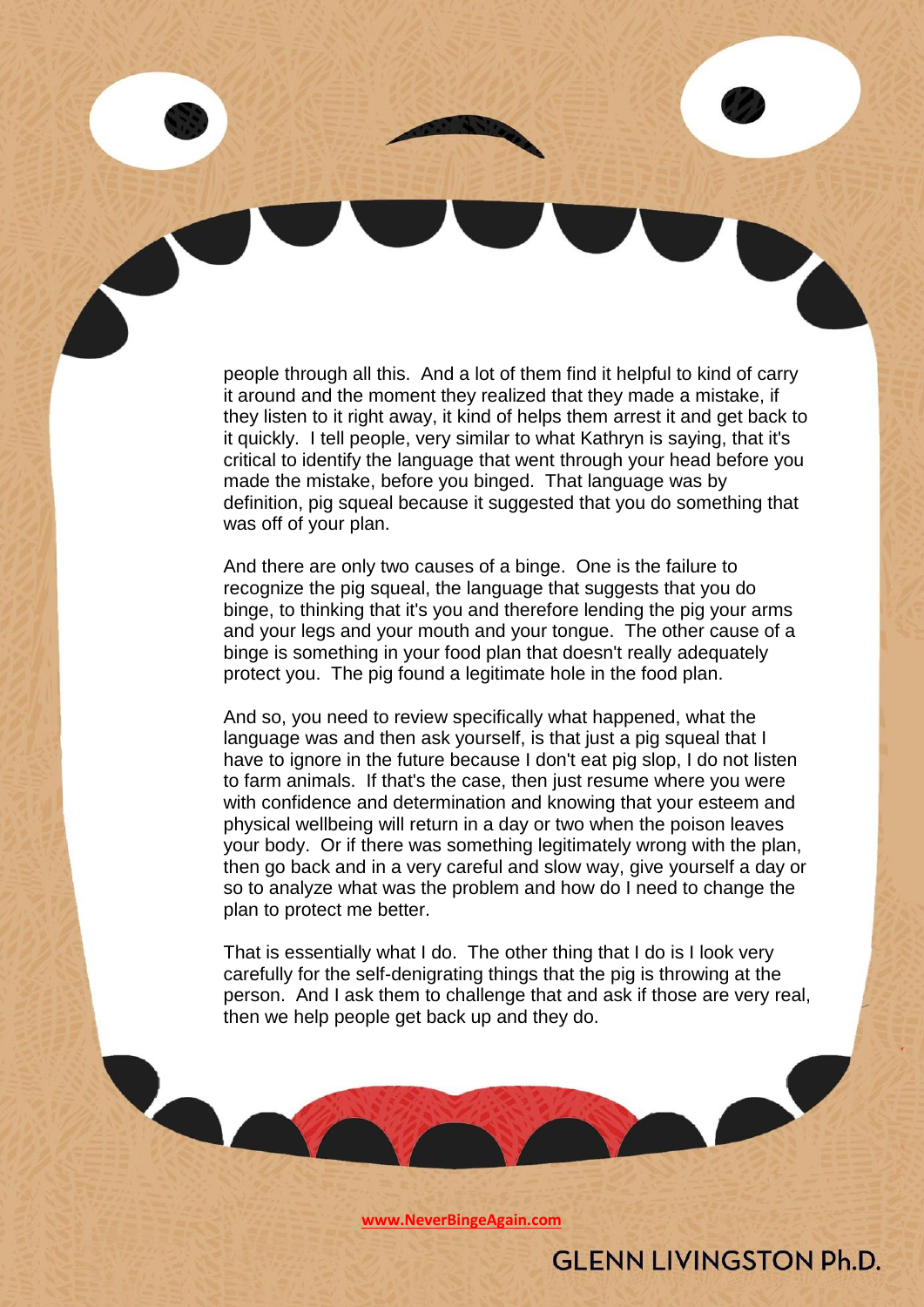people through all this. And a lot of them find it helpful to kind of carry it around and the moment they realized that they made a mistake, if they listen to it right away, it kind of helps them arrest it and get back to it quickly. I tell people, very similar to what Kathryn is saying, that it's critical to identify the language that went through your head before you made the mistake, before you binged. That language was by definition, pig squeal because it suggested that you do something that was off of your plan.

And there are only two causes of a binge. One is the failure to recognize the pig squeal, the language that suggests that you do binge, to thinking that it's you and therefore lending the pig your arms and your legs and your mouth and your tongue. The other cause of a binge is something in your food plan that doesn't really adequately protect you. The pig found a legitimate hole in the food plan.

And so, you need to review specifically what happened, what the language was and then ask yourself, is that just a pig squeal that I have to ignore in the future because I don't eat pig slop, I do not listen to farm animals. If that's the case, then just resume where you were with confidence and determination and knowing that your esteem and physical wellbeing will return in a day or two when the poison leaves your body. Or if there was something legitimately wrong with the plan, then go back and in a very careful and slow way, give yourself a day or so to analyze what was the problem and how do I need to change the plan to protect me better.

That is essentially what I do. The other thing that I do is I look very carefully for the self-denigrating things that the pig is throwing at the person. And I ask them to challenge that and ask if those are very real, then we help people get back up and they do.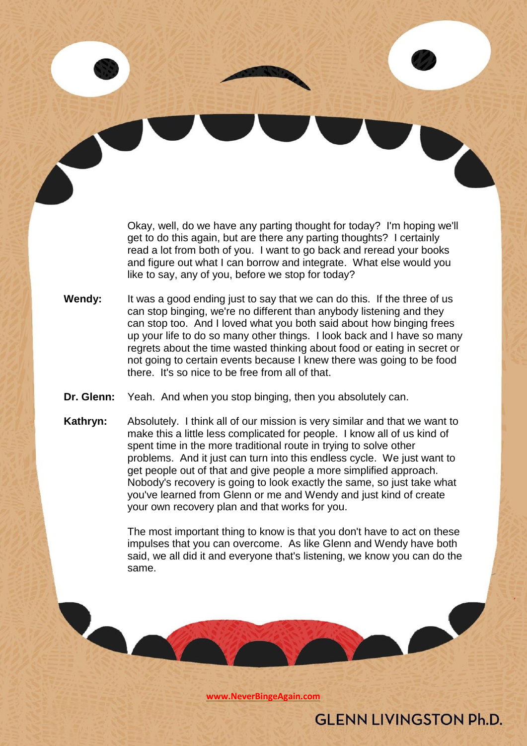Okay, well, do we have any parting thought for today? I'm hoping we'll get to do this again, but are there any parting thoughts? I certainly read a lot from both of you. I want to go back and reread your books and figure out what I can borrow and integrate. What else would you like to say, any of you, before we stop for today?

**Wendy:** It was a good ending just to say that we can do this. If the three of us can stop binging, we're no different than anybody listening and they can stop too. And I loved what you both said about how binging frees up your life to do so many other things. I look back and I have so many regrets about the time wasted thinking about food or eating in secret or not going to certain events because I knew there was going to be food there. It's so nice to be free from all of that.

**Dr. Glenn:** Yeah. And when you stop binging, then you absolutely can.

**Kathryn:** Absolutely. I think all of our mission is very similar and that we want to make this a little less complicated for people. I know all of us kind of spent time in the more traditional route in trying to solve other problems. And it just can turn into this endless cycle. We just want to get people out of that and give people a more simplified approach. Nobody's recovery is going to look exactly the same, so just take what you've learned from Glenn or me and Wendy and just kind of create your own recovery plan and that works for you.

The most important thing to know is that you don't have to act on these impulses that you can overcome. As like Glenn and Wendy have both said, we all did it and everyone that's listening, we know you can do the same.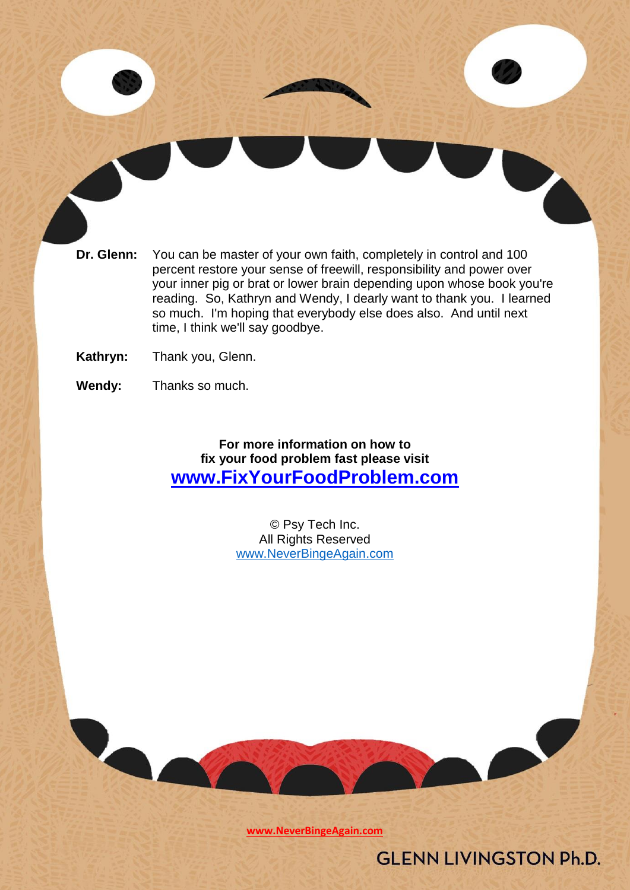**Dr. Glenn:** You can be master of your own faith, completely in control and 100 percent restore your sense of freewill, responsibility and power over your inner pig or brat or lower brain depending upon whose book you're reading. So, Kathryn and Wendy, I dearly want to thank you. I learned so much. I'm hoping that everybody else does also. And until next time, I think we'll say goodbye.

**Kathryn:** Thank you, Glenn.

**Wendy:** Thanks so much.

**For more information on how to fix your food problem fast please visit**
**[www.FixYourFoodProblem.com](http://www.FixYourFoodProblem.com)**

© Psy Tech Inc.
All Rights Reserved
[www.NeverBingeAgain.com](http://www.NeverBingeAgain.com)